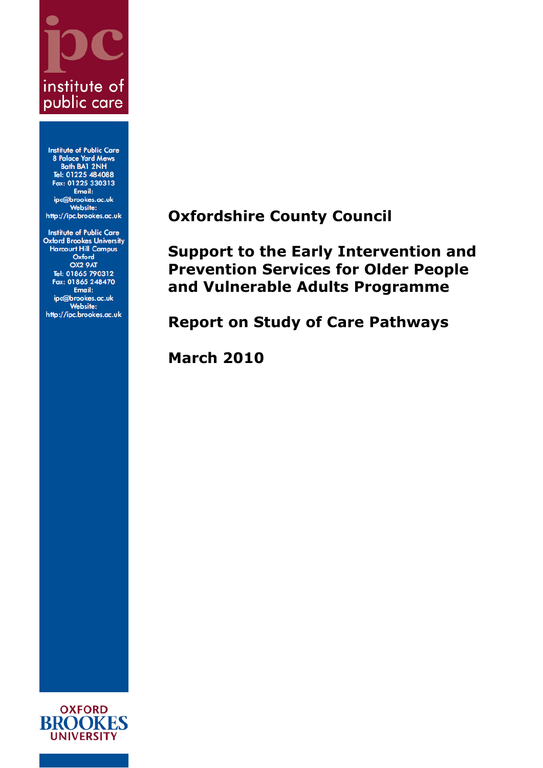ipc

institute of public care

Institute of Public Care
8 Palace Yard Mews
Bath BA1 2NH
Tel: 01225 484088
Fax: 01225 330313
Email:
ipc@brookes.ac.uk
Website:
http://ipc.brookes.ac.uk

Institute of Public Care
Oxford Brookes University
Harcourt Hill Campus
Oxford
OX2 9AT
Tel: 01865 790312
Fax: 01865 248470
Email:
ipc@brookes.ac.uk
Website:
http://ipc.brookes.ac.uk

# Oxfordshire County Council

# Support to the Early Intervention and Prevention Services for Older People and Vulnerable Adults Programme

# Report on Study of Care Pathways

# March 2010

OXFORD BROOKES UNIVERSITY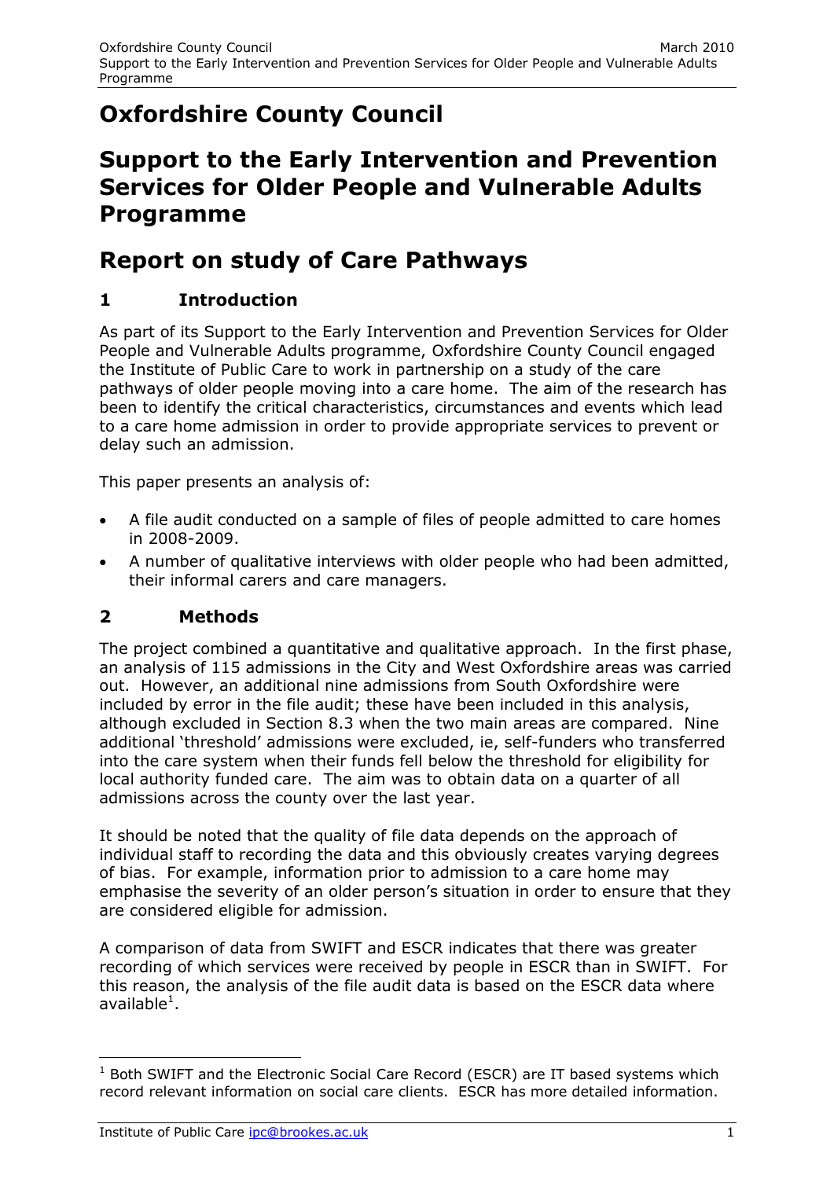# Oxfordshire County Council

# Support to the Early Intervention and Prevention Services for Older People and Vulnerable Adults Programme

# Report on study of Care Pathways

## 1 Introduction

As part of its Support to the Early Intervention and Prevention Services for Older People and Vulnerable Adults programme, Oxfordshire County Council engaged the Institute of Public Care to work in partnership on a study of the care pathways of older people moving into a care home. The aim of the research has been to identify the critical characteristics, circumstances and events which lead to a care home admission in order to provide appropriate services to prevent or delay such an admission.

This paper presents an analysis of:

- A file audit conducted on a sample of files of people admitted to care homes in 2008-2009.
- A number of qualitative interviews with older people who had been admitted, their informal carers and care managers.

## 2 Methods

The project combined a quantitative and qualitative approach. In the first phase, an analysis of 115 admissions in the City and West Oxfordshire areas was carried out. However, an additional nine admissions from South Oxfordshire were included by error in the file audit; these have been included in this analysis, although excluded in Section 8.3 when the two main areas are compared. Nine additional 'threshold' admissions were excluded, ie, self-funders who transferred into the care system when their funds fell below the threshold for eligibility for local authority funded care. The aim was to obtain data on a quarter of all admissions across the county over the last year.

It should be noted that the quality of file data depends on the approach of individual staff to recording the data and this obviously creates varying degrees of bias. For example, information prior to admission to a care home may emphasise the severity of an older person's situation in order to ensure that they are considered eligible for admission.

A comparison of data from SWIFT and ESCR indicates that there was greater recording of which services were received by people in ESCR than in SWIFT. For this reason, the analysis of the file audit data is based on the ESCR data where available[1].

---

[1] Both SWIFT and the Electronic Social Care Record (ESCR) are IT based systems which record relevant information on social care clients. ESCR has more detailed information.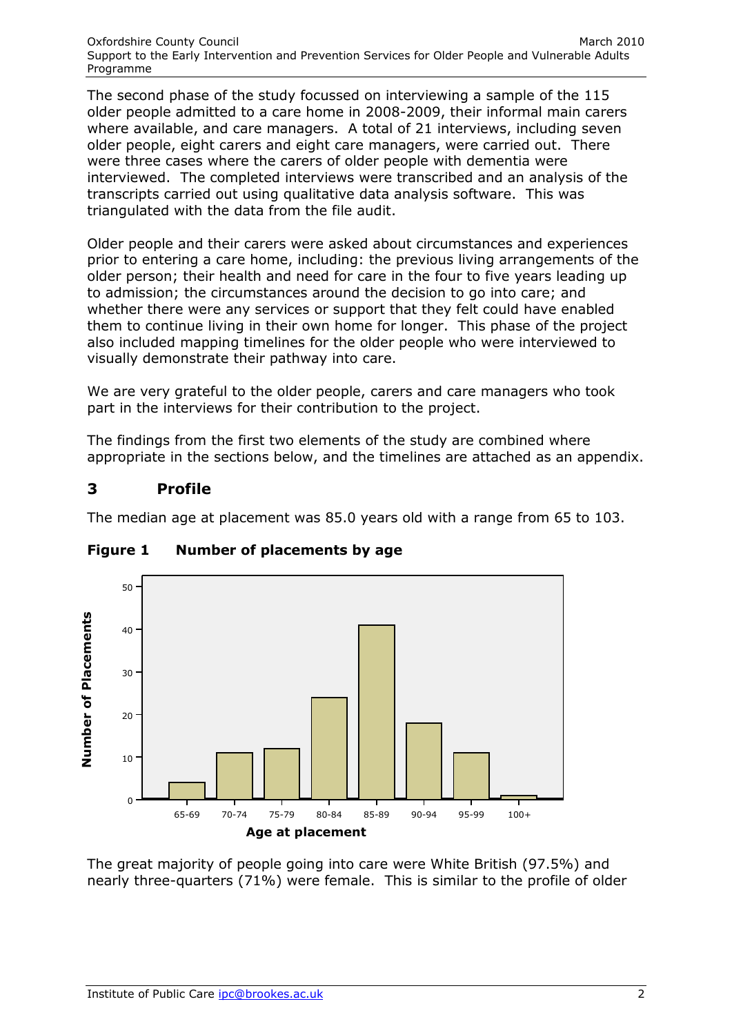The second phase of the study focussed on interviewing a sample of the 115 older people admitted to a care home in 2008-2009, their informal main carers where available, and care managers. A total of 21 interviews, including seven older people, eight carers and eight care managers, were carried out. There were three cases where the carers of older people with dementia were interviewed. The completed interviews were transcribed and an analysis of the transcripts carried out using qualitative data analysis software. This was triangulated with the data from the file audit.

Older people and their carers were asked about circumstances and experiences prior to entering a care home, including: the previous living arrangements of the older person; their health and need for care in the four to five years leading up to admission; the circumstances around the decision to go into care; and whether there were any services or support that they felt could have enabled them to continue living in their own home for longer. This phase of the project also included mapping timelines for the older people who were interviewed to visually demonstrate their pathway into care.

We are very grateful to the older people, carers and care managers who took part in the interviews for their contribution to the project.

The findings from the first two elements of the study are combined where appropriate in the sections below, and the timelines are attached as an appendix.

# 3 Profile

The median age at placement was 85.0 years old with a range from 65 to 103.

**Figure 1 Number of placements by age**

| Age at placement | Number of Placements |
|---|---|
| 65-69 | 4 |
| 70-74 | 11 |
| 75-79 | 12 |
| 80-84 | 24 |
| 85-89 | 41 |
| 90-94 | 18 |
| 95-99 | 11 |
| 100+ | 1 |

The great majority of people going into care were White British (97.5%) and nearly three-quarters (71%) were female. This is similar to the profile of older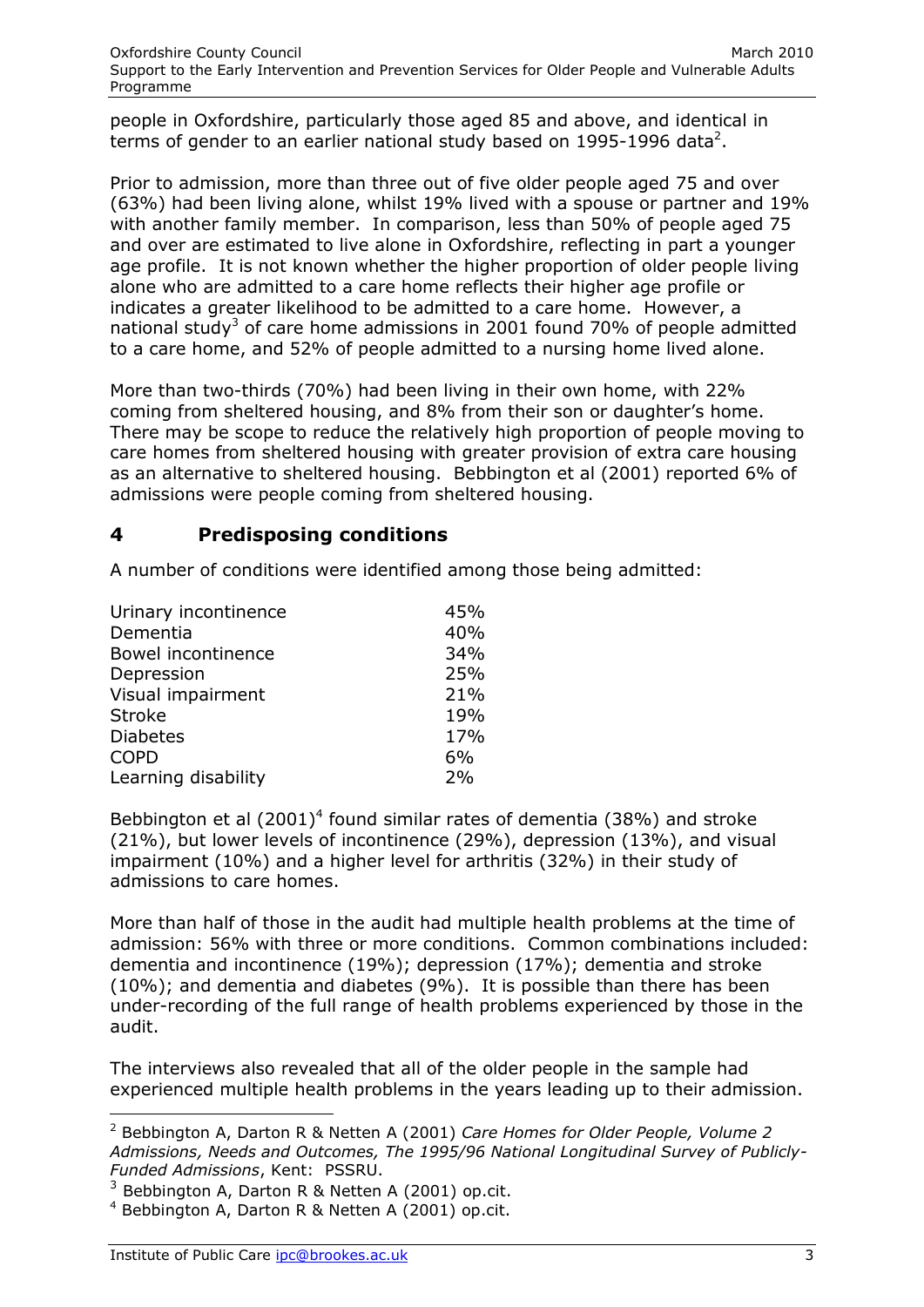people in Oxfordshire, particularly those aged 85 and above, and identical in terms of gender to an earlier national study based on 1995-1996 data[2].

Prior to admission, more than three out of five older people aged 75 and over (63%) had been living alone, whilst 19% lived with a spouse or partner and 19% with another family member. In comparison, less than 50% of people aged 75 and over are estimated to live alone in Oxfordshire, reflecting in part a younger age profile. It is not known whether the higher proportion of older people living alone who are admitted to a care home reflects their higher age profile or indicates a greater likelihood to be admitted to a care home. However, a national study[3] of care home admissions in 2001 found 70% of people admitted to a care home, and 52% of people admitted to a nursing home lived alone.

More than two-thirds (70%) had been living in their own home, with 22% coming from sheltered housing, and 8% from their son or daughter's home. There may be scope to reduce the relatively high proportion of people moving to care homes from sheltered housing with greater provision of extra care housing as an alternative to sheltered housing. Bebbington et al (2001) reported 6% of admissions were people coming from sheltered housing.

## 4 Predisposing conditions

A number of conditions were identified among those being admitted:

| | |
|---|---|
| Urinary incontinence | 45% |
| Dementia | 40% |
| Bowel incontinence | 34% |
| Depression | 25% |
| Visual impairment | 21% |
| Stroke | 19% |
| Diabetes | 17% |
| COPD | 6% |
| Learning disability | 2% |

Bebbington et al (2001)[4] found similar rates of dementia (38%) and stroke (21%), but lower levels of incontinence (29%), depression (13%), and visual impairment (10%) and a higher level for arthritis (32%) in their study of admissions to care homes.

More than half of those in the audit had multiple health problems at the time of admission: 56% with three or more conditions. Common combinations included: dementia and incontinence (19%); depression (17%); dementia and stroke (10%); and dementia and diabetes (9%). It is possible than there has been under-recording of the full range of health problems experienced by those in the audit.

The interviews also revealed that all of the older people in the sample had experienced multiple health problems in the years leading up to their admission.

---

[2] Bebbington A, Darton R & Netten A (2001) *Care Homes for Older People, Volume 2 Admissions, Needs and Outcomes, The 1995/96 National Longitudinal Survey of Publicly-Funded Admissions*, Kent: PSSRU.

[3] Bebbington A, Darton R & Netten A (2001) op.cit.

[4] Bebbington A, Darton R & Netten A (2001) op.cit.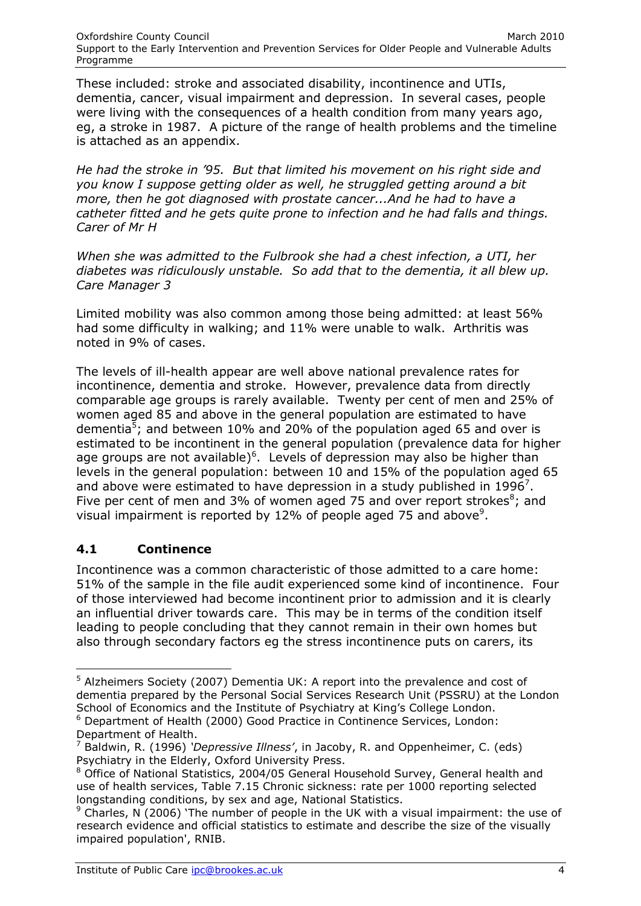These included: stroke and associated disability, incontinence and UTIs, dementia, cancer, visual impairment and depression. In several cases, people were living with the consequences of a health condition from many years ago, eg, a stroke in 1987. A picture of the range of health problems and the timeline is attached as an appendix.

*He had the stroke in '95. But that limited his movement on his right side and you know I suppose getting older as well, he struggled getting around a bit more, then he got diagnosed with prostate cancer...And he had to have a catheter fitted and he gets quite prone to infection and he had falls and things. Carer of Mr H*

*When she was admitted to the Fulbrook she had a chest infection, a UTI, her diabetes was ridiculously unstable. So add that to the dementia, it all blew up. Care Manager 3*

Limited mobility was also common among those being admitted: at least 56% had some difficulty in walking; and 11% were unable to walk. Arthritis was noted in 9% of cases.

The levels of ill-health appear are well above national prevalence rates for incontinence, dementia and stroke. However, prevalence data from directly comparable age groups is rarely available. Twenty per cent of men and 25% of women aged 85 and above in the general population are estimated to have dementia[5]; and between 10% and 20% of the population aged 65 and over is estimated to be incontinent in the general population (prevalence data for higher age groups are not available)[6]. Levels of depression may also be higher than levels in the general population: between 10 and 15% of the population aged 65 and above were estimated to have depression in a study published in 1996[7]. Five per cent of men and 3% of women aged 75 and over report strokes[8]; and visual impairment is reported by 12% of people aged 75 and above[9].

## 4.1 Continence

Incontinence was a common characteristic of those admitted to a care home: 51% of the sample in the file audit experienced some kind of incontinence. Four of those interviewed had become incontinent prior to admission and it is clearly an influential driver towards care. This may be in terms of the condition itself leading to people concluding that they cannot remain in their own homes but also through secondary factors eg the stress incontinence puts on carers, its

---

[5] Alzheimers Society (2007) Dementia UK: A report into the prevalence and cost of dementia prepared by the Personal Social Services Research Unit (PSSRU) at the London School of Economics and the Institute of Psychiatry at King's College London.

[6] Department of Health (2000) Good Practice in Continence Services, London: Department of Health.

[7] Baldwin, R. (1996) *'Depressive Illness'*, in Jacoby, R. and Oppenheimer, C. (eds) Psychiatry in the Elderly, Oxford University Press.

[8] Office of National Statistics, 2004/05 General Household Survey, General health and use of health services, Table 7.15 Chronic sickness: rate per 1000 reporting selected longstanding conditions, by sex and age, National Statistics.

[9] Charles, N (2006) 'The number of people in the UK with a visual impairment: the use of research evidence and official statistics to estimate and describe the size of the visually impaired population', RNIB.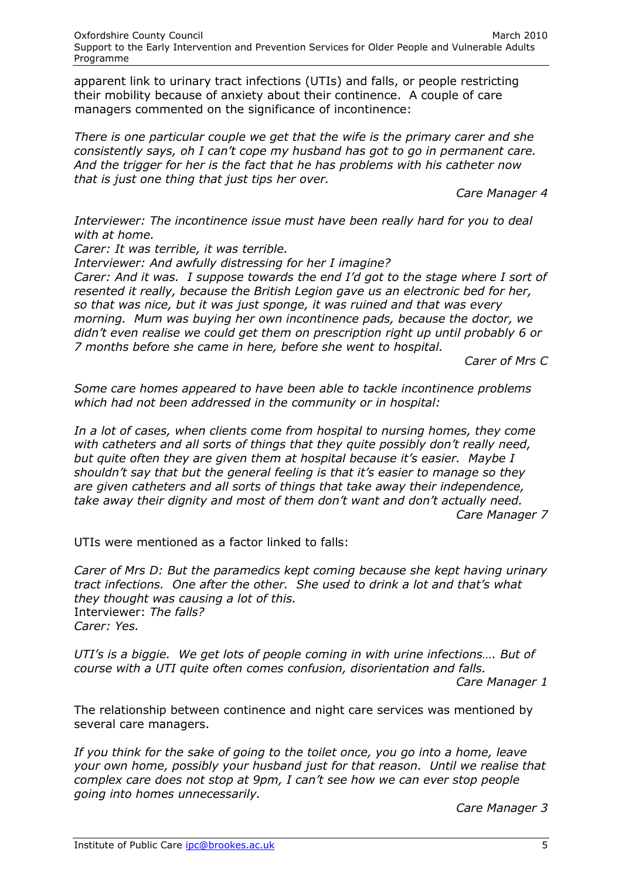apparent link to urinary tract infections (UTIs) and falls, or people restricting their mobility because of anxiety about their continence. A couple of care managers commented on the significance of incontinence:

*There is one particular couple we get that the wife is the primary carer and she consistently says, oh I can't cope my husband has got to go in permanent care. And the trigger for her is the fact that he has problems with his catheter now that is just one thing that just tips her over.*

*Care Manager 4*

*Interviewer: The incontinence issue must have been really hard for you to deal with at home.*
*Carer: It was terrible, it was terrible.*
*Interviewer: And awfully distressing for her I imagine?*
*Carer: And it was. I suppose towards the end I'd got to the stage where I sort of resented it really, because the British Legion gave us an electronic bed for her, so that was nice, but it was just sponge, it was ruined and that was every morning. Mum was buying her own incontinence pads, because the doctor, we didn't even realise we could get them on prescription right up until probably 6 or 7 months before she came in here, before she went to hospital.*

*Carer of Mrs C*

*Some care homes appeared to have been able to tackle incontinence problems which had not been addressed in the community or in hospital:*

*In a lot of cases, when clients come from hospital to nursing homes, they come with catheters and all sorts of things that they quite possibly don't really need, but quite often they are given them at hospital because it's easier. Maybe I shouldn't say that but the general feeling is that it's easier to manage so they are given catheters and all sorts of things that take away their independence, take away their dignity and most of them don't want and don't actually need.*

*Care Manager 7*

UTIs were mentioned as a factor linked to falls:

*Carer of Mrs D: But the paramedics kept coming because she kept having urinary tract infections. One after the other. She used to drink a lot and that's what they thought was causing a lot of this.*
Interviewer: *The falls?*
*Carer: Yes.*

*UTI's is a biggie. We get lots of people coming in with urine infections…. But of course with a UTI quite often comes confusion, disorientation and falls.*

*Care Manager 1*

The relationship between continence and night care services was mentioned by several care managers.

*If you think for the sake of going to the toilet once, you go into a home, leave your own home, possibly your husband just for that reason. Until we realise that complex care does not stop at 9pm, I can't see how we can ever stop people going into homes unnecessarily.*

*Care Manager 3*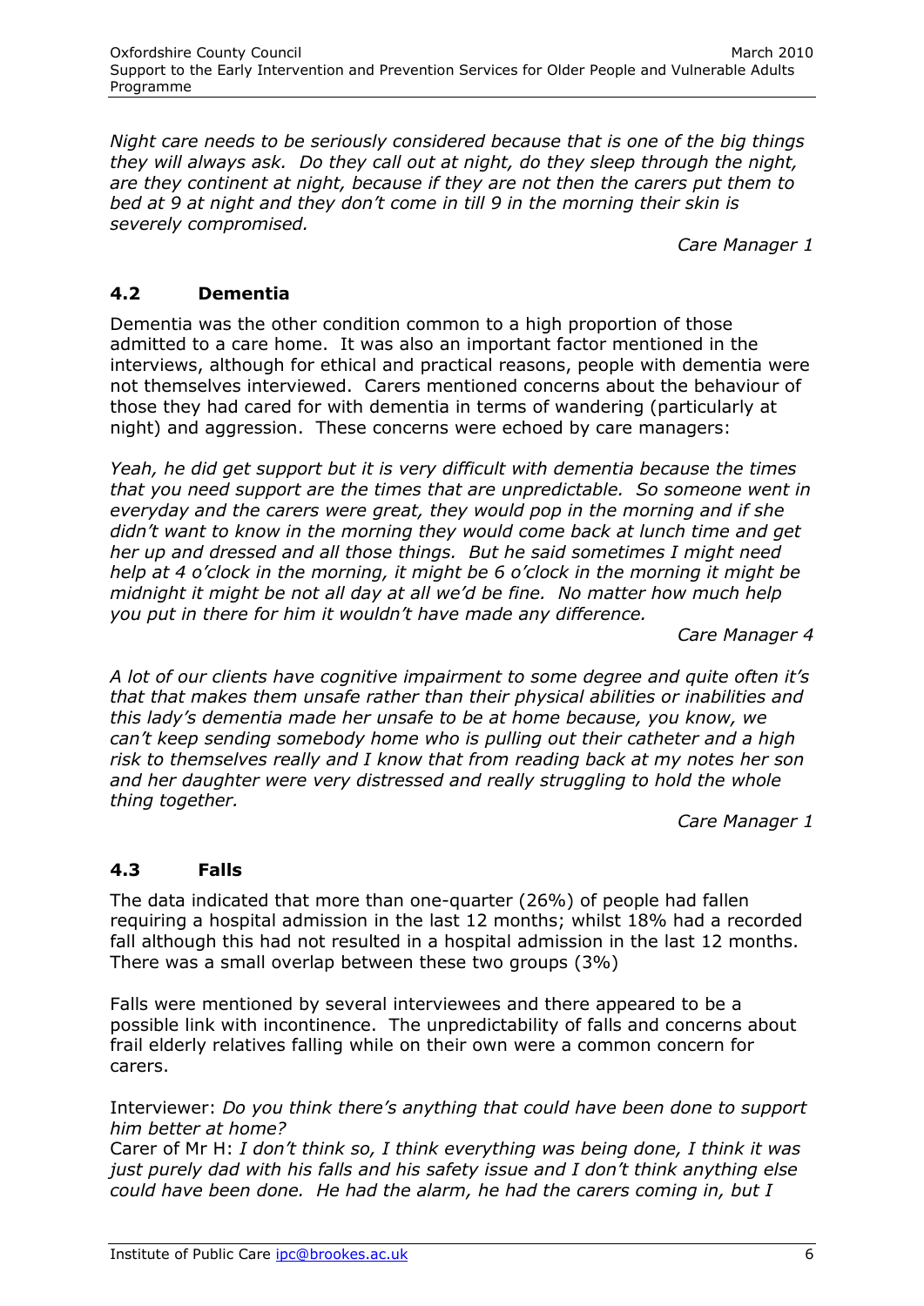*Night care needs to be seriously considered because that is one of the big things they will always ask. Do they call out at night, do they sleep through the night, are they continent at night, because if they are not then the carers put them to bed at 9 at night and they don't come in till 9 in the morning their skin is severely compromised.*

*Care Manager 1*

## 4.2 Dementia

Dementia was the other condition common to a high proportion of those admitted to a care home. It was also an important factor mentioned in the interviews, although for ethical and practical reasons, people with dementia were not themselves interviewed. Carers mentioned concerns about the behaviour of those they had cared for with dementia in terms of wandering (particularly at night) and aggression. These concerns were echoed by care managers:

*Yeah, he did get support but it is very difficult with dementia because the times that you need support are the times that are unpredictable. So someone went in everyday and the carers were great, they would pop in the morning and if she didn't want to know in the morning they would come back at lunch time and get her up and dressed and all those things. But he said sometimes I might need help at 4 o'clock in the morning, it might be 6 o'clock in the morning it might be midnight it might be not all day at all we'd be fine. No matter how much help you put in there for him it wouldn't have made any difference.*

*Care Manager 4*

*A lot of our clients have cognitive impairment to some degree and quite often it's that that makes them unsafe rather than their physical abilities or inabilities and this lady's dementia made her unsafe to be at home because, you know, we can't keep sending somebody home who is pulling out their catheter and a high risk to themselves really and I know that from reading back at my notes her son and her daughter were very distressed and really struggling to hold the whole thing together.*

*Care Manager 1*

## 4.3 Falls

The data indicated that more than one-quarter (26%) of people had fallen requiring a hospital admission in the last 12 months; whilst 18% had a recorded fall although this had not resulted in a hospital admission in the last 12 months. There was a small overlap between these two groups (3%)

Falls were mentioned by several interviewees and there appeared to be a possible link with incontinence. The unpredictability of falls and concerns about frail elderly relatives falling while on their own were a common concern for carers.

Interviewer: *Do you think there's anything that could have been done to support him better at home?*
Carer of Mr H: *I don't think so, I think everything was being done, I think it was just purely dad with his falls and his safety issue and I don't think anything else could have been done. He had the alarm, he had the carers coming in, but I*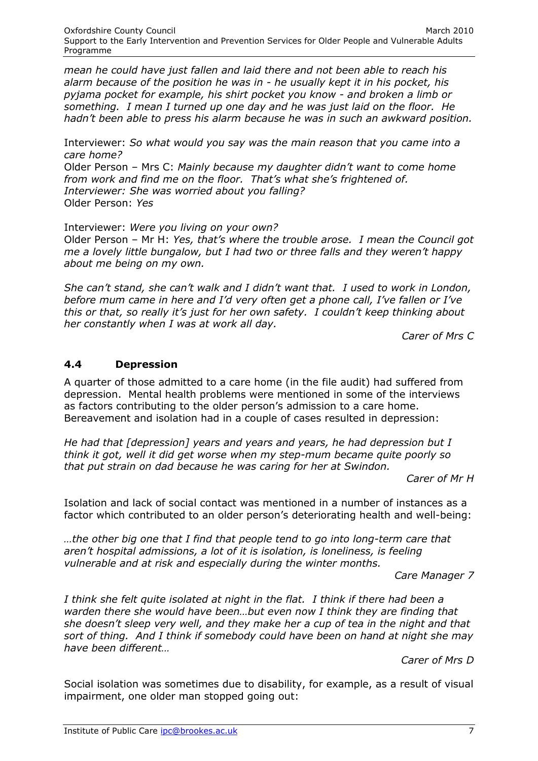*mean he could have just fallen and laid there and not been able to reach his alarm because of the position he was in - he usually kept it in his pocket, his pyjama pocket for example, his shirt pocket you know - and broken a limb or something. I mean I turned up one day and he was just laid on the floor. He hadn't been able to press his alarm because he was in such an awkward position.*

Interviewer: *So what would you say was the main reason that you came into a care home?*
Older Person – Mrs C: *Mainly because my daughter didn't want to come home from work and find me on the floor. That's what she's frightened of.*
*Interviewer: She was worried about you falling?*
Older Person: *Yes*

Interviewer: *Were you living on your own?*
Older Person – Mr H: *Yes, that's where the trouble arose. I mean the Council got me a lovely little bungalow, but I had two or three falls and they weren't happy about me being on my own.*

*She can't stand, she can't walk and I didn't want that. I used to work in London, before mum came in here and I'd very often get a phone call, I've fallen or I've this or that, so really it's just for her own safety. I couldn't keep thinking about her constantly when I was at work all day.*

*Carer of Mrs C*

## 4.4 Depression

A quarter of those admitted to a care home (in the file audit) had suffered from depression. Mental health problems were mentioned in some of the interviews as factors contributing to the older person's admission to a care home. Bereavement and isolation had in a couple of cases resulted in depression:

*He had that [depression] years and years and years, he had depression but I think it got, well it did get worse when my step-mum became quite poorly so that put strain on dad because he was caring for her at Swindon.*

*Carer of Mr H*

Isolation and lack of social contact was mentioned in a number of instances as a factor which contributed to an older person's deteriorating health and well-being:

*…the other big one that I find that people tend to go into long-term care that aren't hospital admissions, a lot of it is isolation, is loneliness, is feeling vulnerable and at risk and especially during the winter months.*

*Care Manager 7*

*I think she felt quite isolated at night in the flat. I think if there had been a warden there she would have been…but even now I think they are finding that she doesn't sleep very well, and they make her a cup of tea in the night and that sort of thing. And I think if somebody could have been on hand at night she may have been different…*

*Carer of Mrs D*

Social isolation was sometimes due to disability, for example, as a result of visual impairment, one older man stopped going out: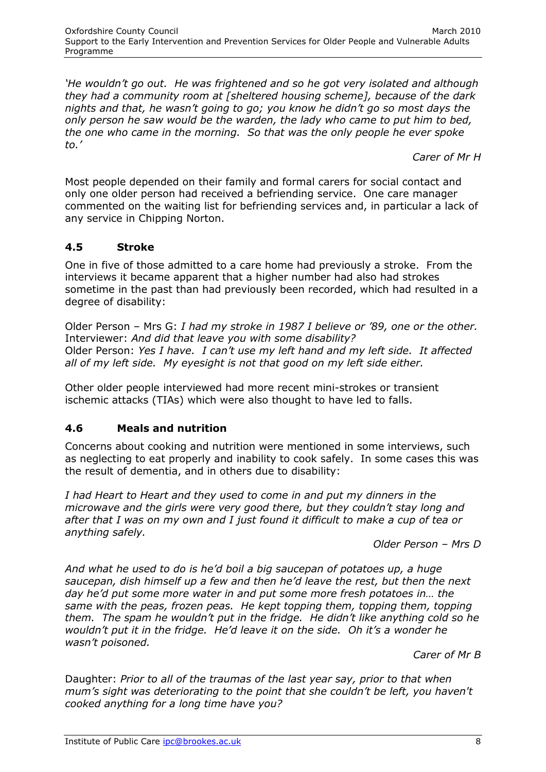*'He wouldn't go out. He was frightened and so he got very isolated and although they had a community room at [sheltered housing scheme], because of the dark nights and that, he wasn't going to go; you know he didn't go so most days the only person he saw would be the warden, the lady who came to put him to bed, the one who came in the morning. So that was the only people he ever spoke to.'*

*Carer of Mr H*

Most people depended on their family and formal carers for social contact and only one older person had received a befriending service. One care manager commented on the waiting list for befriending services and, in particular a lack of any service in Chipping Norton.

### 4.5 Stroke

One in five of those admitted to a care home had previously a stroke. From the interviews it became apparent that a higher number had also had strokes sometime in the past than had previously been recorded, which had resulted in a degree of disability:

Older Person – Mrs G: *I had my stroke in 1987 I believe or '89, one or the other.*
Interviewer: *And did that leave you with some disability?*
Older Person: *Yes I have. I can't use my left hand and my left side. It affected all of my left side. My eyesight is not that good on my left side either.*

Other older people interviewed had more recent mini-strokes or transient ischemic attacks (TIAs) which were also thought to have led to falls.

### 4.6 Meals and nutrition

Concerns about cooking and nutrition were mentioned in some interviews, such as neglecting to eat properly and inability to cook safely. In some cases this was the result of dementia, and in others due to disability:

*I had Heart to Heart and they used to come in and put my dinners in the microwave and the girls were very good there, but they couldn't stay long and after that I was on my own and I just found it difficult to make a cup of tea or anything safely.*

*Older Person – Mrs D*

*And what he used to do is he'd boil a big saucepan of potatoes up, a huge saucepan, dish himself up a few and then he'd leave the rest, but then the next day he'd put some more water in and put some more fresh potatoes in… the same with the peas, frozen peas. He kept topping them, topping them, topping them. The spam he wouldn't put in the fridge. He didn't like anything cold so he wouldn't put it in the fridge. He'd leave it on the side. Oh it's a wonder he wasn't poisoned.*

*Carer of Mr B*

Daughter: *Prior to all of the traumas of the last year say, prior to that when mum's sight was deteriorating to the point that she couldn't be left, you haven't cooked anything for a long time have you?*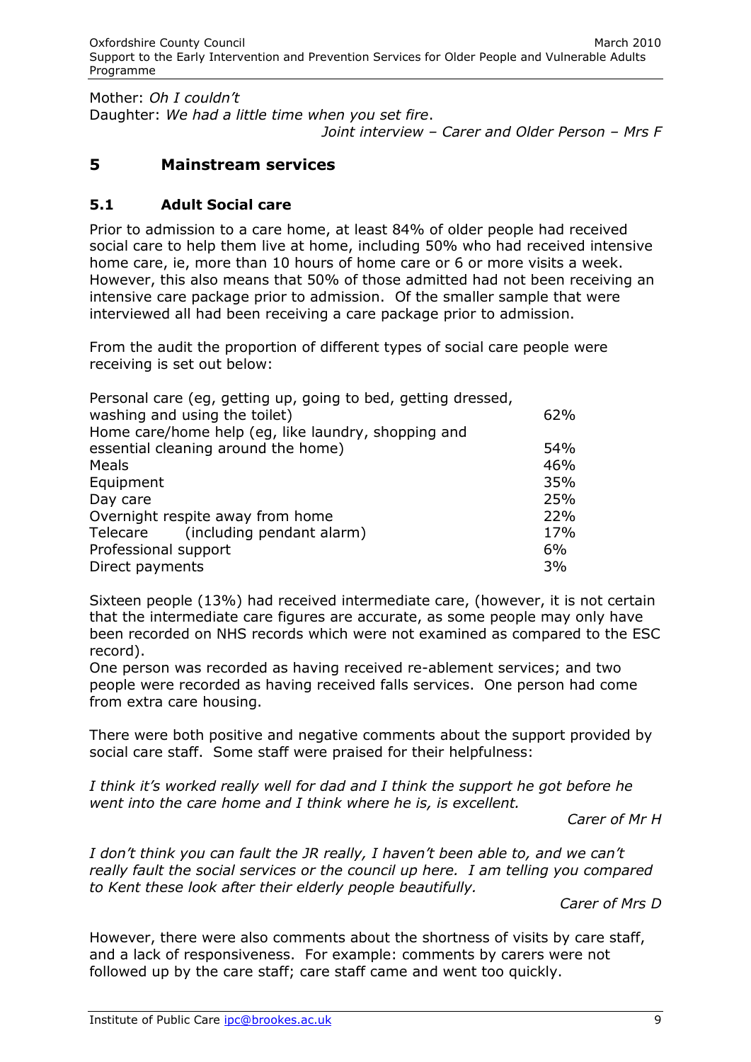Mother: *Oh I couldn't*
Daughter: *We had a little time when you set fire*.

*Joint interview – Carer and Older Person – Mrs F*

## 5 Mainstream services

### 5.1 Adult Social care

Prior to admission to a care home, at least 84% of older people had received social care to help them live at home, including 50% who had received intensive home care, ie, more than 10 hours of home care or 6 or more visits a week. However, this also means that 50% of those admitted had not been receiving an intensive care package prior to admission. Of the smaller sample that were interviewed all had been receiving a care package prior to admission.

From the audit the proportion of different types of social care people were receiving is set out below:

| | |
|---|---|
| Personal care (eg, getting up, going to bed, getting dressed, washing and using the toilet) | 62% |
| Home care/home help (eg, like laundry, shopping and essential cleaning around the home) | 54% |
| Meals | 46% |
| Equipment | 35% |
| Day care | 25% |
| Overnight respite away from home | 22% |
| Telecare (including pendant alarm) | 17% |
| Professional support | 6% |
| Direct payments | 3% |

Sixteen people (13%) had received intermediate care, (however, it is not certain that the intermediate care figures are accurate, as some people may only have been recorded on NHS records which were not examined as compared to the ESC record).
One person was recorded as having received re-ablement services; and two people were recorded as having received falls services. One person had come from extra care housing.

There were both positive and negative comments about the support provided by social care staff. Some staff were praised for their helpfulness:

*I think it's worked really well for dad and I think the support he got before he went into the care home and I think where he is, is excellent.*

*Carer of Mr H*

*I don't think you can fault the JR really, I haven't been able to, and we can't really fault the social services or the council up here. I am telling you compared to Kent these look after their elderly people beautifully.*

*Carer of Mrs D*

However, there were also comments about the shortness of visits by care staff, and a lack of responsiveness. For example: comments by carers were not followed up by the care staff; care staff came and went too quickly.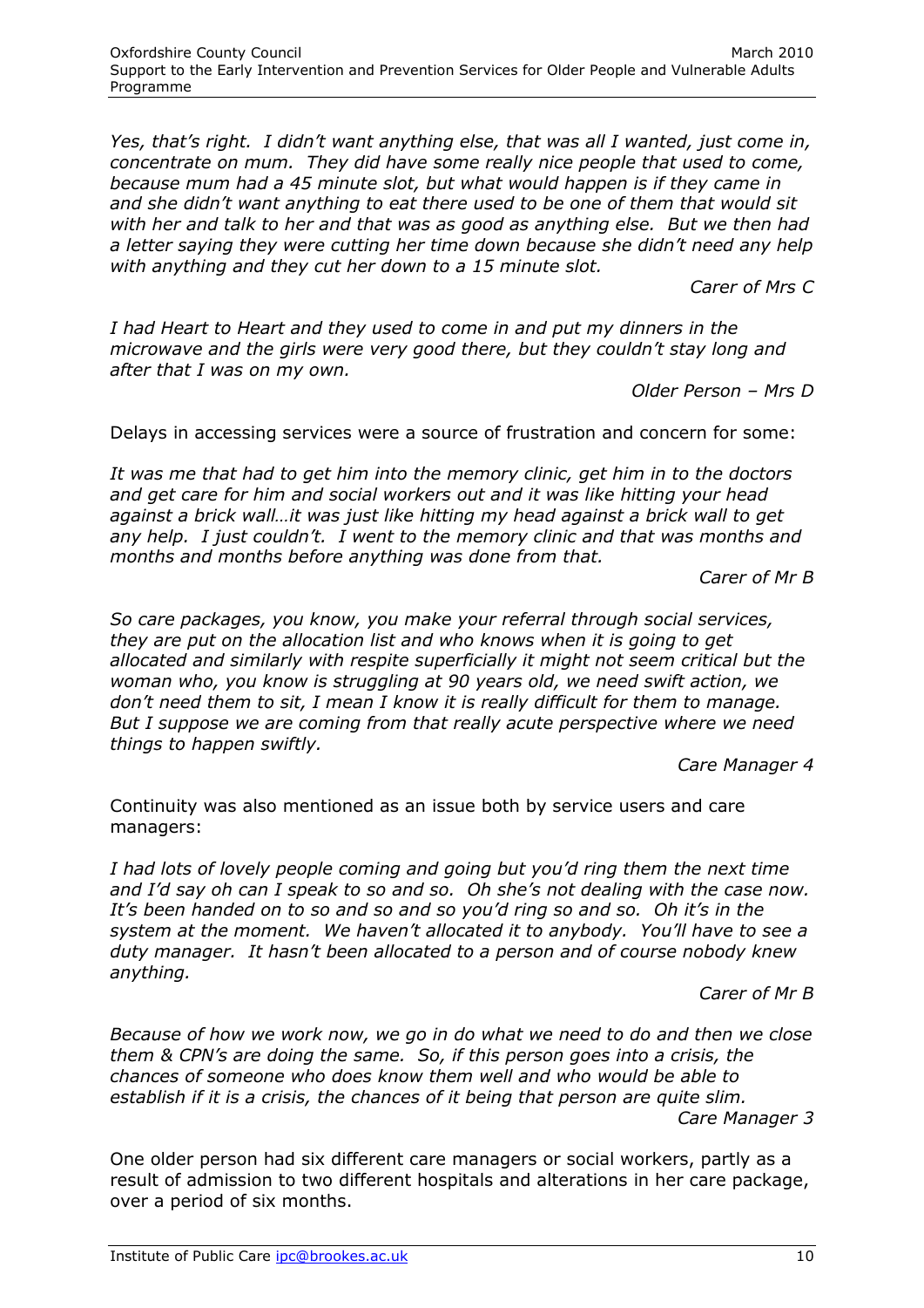*Yes, that's right. I didn't want anything else, that was all I wanted, just come in, concentrate on mum. They did have some really nice people that used to come, because mum had a 45 minute slot, but what would happen is if they came in and she didn't want anything to eat there used to be one of them that would sit with her and talk to her and that was as good as anything else. But we then had a letter saying they were cutting her time down because she didn't need any help with anything and they cut her down to a 15 minute slot.*

*Carer of Mrs C*

*I had Heart to Heart and they used to come in and put my dinners in the microwave and the girls were very good there, but they couldn't stay long and after that I was on my own.*

*Older Person – Mrs D*

Delays in accessing services were a source of frustration and concern for some:

*It was me that had to get him into the memory clinic, get him in to the doctors and get care for him and social workers out and it was like hitting your head against a brick wall…it was just like hitting my head against a brick wall to get any help. I just couldn't. I went to the memory clinic and that was months and months and months before anything was done from that.*

*Carer of Mr B*

*So care packages, you know, you make your referral through social services, they are put on the allocation list and who knows when it is going to get allocated and similarly with respite superficially it might not seem critical but the woman who, you know is struggling at 90 years old, we need swift action, we don't need them to sit, I mean I know it is really difficult for them to manage. But I suppose we are coming from that really acute perspective where we need things to happen swiftly.*

*Care Manager 4*

Continuity was also mentioned as an issue both by service users and care managers:

*I had lots of lovely people coming and going but you'd ring them the next time and I'd say oh can I speak to so and so. Oh she's not dealing with the case now. It's been handed on to so and so and so you'd ring so and so. Oh it's in the system at the moment. We haven't allocated it to anybody. You'll have to see a duty manager. It hasn't been allocated to a person and of course nobody knew anything.*

*Carer of Mr B*

*Because of how we work now, we go in do what we need to do and then we close them & CPN's are doing the same. So, if this person goes into a crisis, the chances of someone who does know them well and who would be able to establish if it is a crisis, the chances of it being that person are quite slim.*

*Care Manager 3*

One older person had six different care managers or social workers, partly as a result of admission to two different hospitals and alterations in her care package, over a period of six months.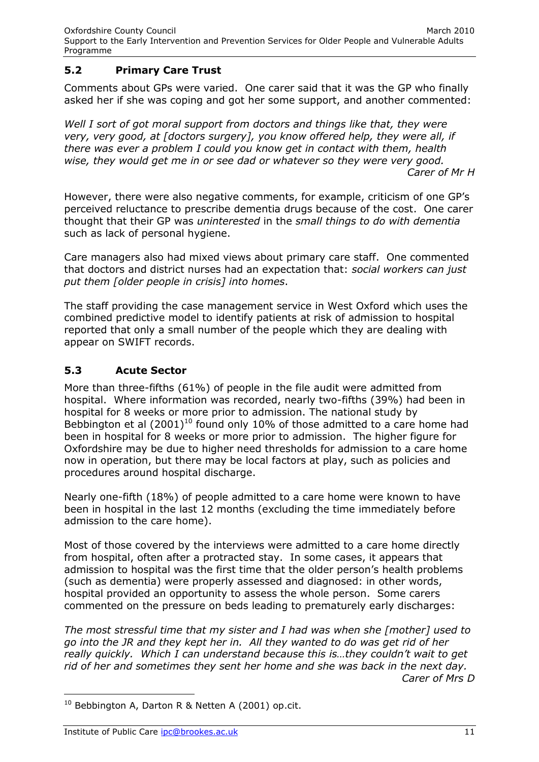## 5.2 Primary Care Trust

Comments about GPs were varied. One carer said that it was the GP who finally asked her if she was coping and got her some support, and another commented:

*Well I sort of got moral support from doctors and things like that, they were very, very good, at [doctors surgery], you know offered help, they were all, if there was ever a problem I could you know get in contact with them, health wise, they would get me in or see dad or whatever so they were very good.*
*Carer of Mr H*

However, there were also negative comments, for example, criticism of one GP's perceived reluctance to prescribe dementia drugs because of the cost. One carer thought that their GP was *uninterested* in the *small things to do with dementia* such as lack of personal hygiene.

Care managers also had mixed views about primary care staff. One commented that doctors and district nurses had an expectation that: *social workers can just put them [older people in crisis] into homes*.

The staff providing the case management service in West Oxford which uses the combined predictive model to identify patients at risk of admission to hospital reported that only a small number of the people which they are dealing with appear on SWIFT records.

## 5.3 Acute Sector

More than three-fifths (61%) of people in the file audit were admitted from hospital. Where information was recorded, nearly two-fifths (39%) had been in hospital for 8 weeks or more prior to admission. The national study by Bebbington et al (2001)[10] found only 10% of those admitted to a care home had been in hospital for 8 weeks or more prior to admission. The higher figure for Oxfordshire may be due to higher need thresholds for admission to a care home now in operation, but there may be local factors at play, such as policies and procedures around hospital discharge.

Nearly one-fifth (18%) of people admitted to a care home were known to have been in hospital in the last 12 months (excluding the time immediately before admission to the care home).

Most of those covered by the interviews were admitted to a care home directly from hospital, often after a protracted stay. In some cases, it appears that admission to hospital was the first time that the older person's health problems (such as dementia) were properly assessed and diagnosed: in other words, hospital provided an opportunity to assess the whole person. Some carers commented on the pressure on beds leading to prematurely early discharges:

*The most stressful time that my sister and I had was when she [mother] used to go into the JR and they kept her in. All they wanted to do was get rid of her really quickly. Which I can understand because this is…they couldn't wait to get rid of her and sometimes they sent her home and she was back in the next day.*
*Carer of Mrs D*

[10] Bebbington A, Darton R & Netten A (2001) op.cit.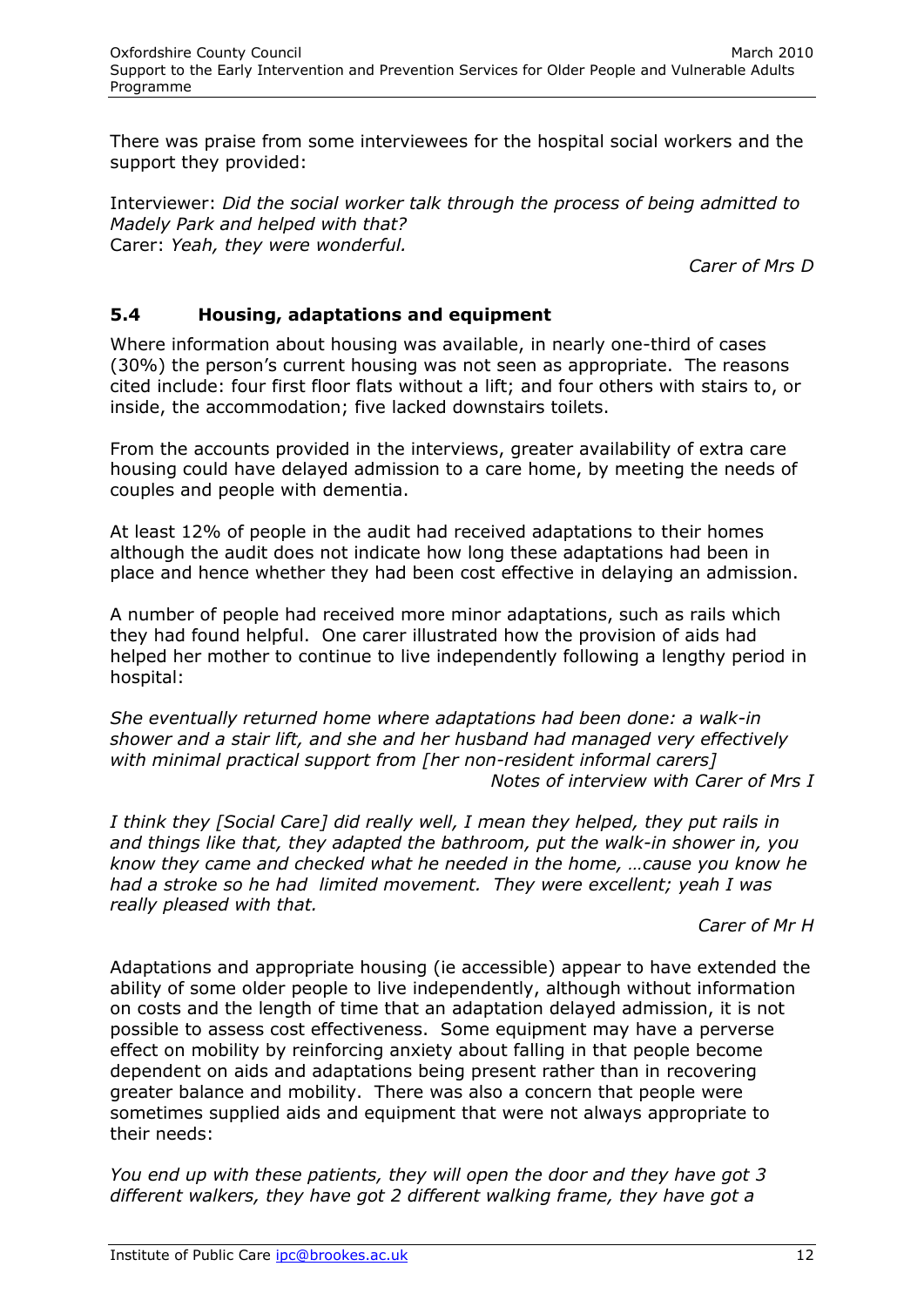There was praise from some interviewees for the hospital social workers and the support they provided:

Interviewer: *Did the social worker talk through the process of being admitted to Madely Park and helped with that?*
Carer: *Yeah, they were wonderful.*

*Carer of Mrs D*

### 5.4 Housing, adaptations and equipment

Where information about housing was available, in nearly one-third of cases (30%) the person's current housing was not seen as appropriate. The reasons cited include: four first floor flats without a lift; and four others with stairs to, or inside, the accommodation; five lacked downstairs toilets.

From the accounts provided in the interviews, greater availability of extra care housing could have delayed admission to a care home, by meeting the needs of couples and people with dementia.

At least 12% of people in the audit had received adaptations to their homes although the audit does not indicate how long these adaptations had been in place and hence whether they had been cost effective in delaying an admission.

A number of people had received more minor adaptations, such as rails which they had found helpful. One carer illustrated how the provision of aids had helped her mother to continue to live independently following a lengthy period in hospital:

*She eventually returned home where adaptations had been done: a walk-in shower and a stair lift, and she and her husband had managed very effectively with minimal practical support from [her non-resident informal carers]*

*Notes of interview with Carer of Mrs I*

*I think they [Social Care] did really well, I mean they helped, they put rails in and things like that, they adapted the bathroom, put the walk-in shower in, you know they came and checked what he needed in the home, …cause you know he had a stroke so he had limited movement. They were excellent; yeah I was really pleased with that.*

*Carer of Mr H*

Adaptations and appropriate housing (ie accessible) appear to have extended the ability of some older people to live independently, although without information on costs and the length of time that an adaptation delayed admission, it is not possible to assess cost effectiveness. Some equipment may have a perverse effect on mobility by reinforcing anxiety about falling in that people become dependent on aids and adaptations being present rather than in recovering greater balance and mobility. There was also a concern that people were sometimes supplied aids and equipment that were not always appropriate to their needs:

*You end up with these patients, they will open the door and they have got 3 different walkers, they have got 2 different walking frame, they have got a*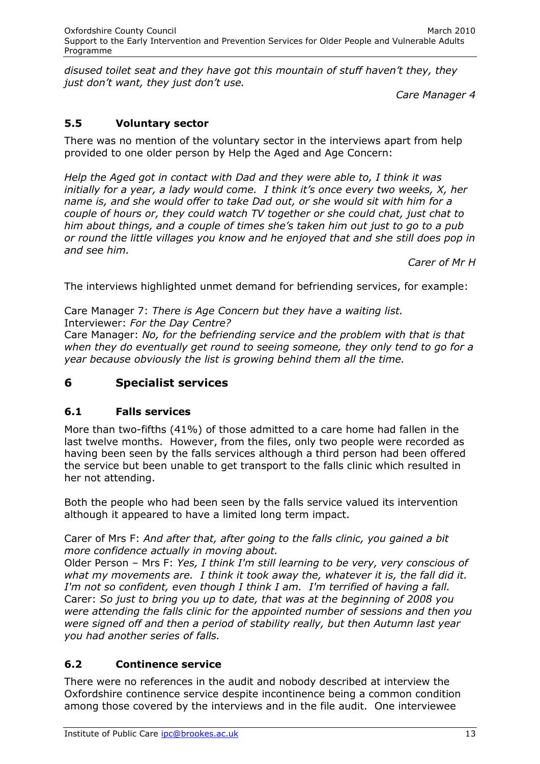*disused toilet seat and they have got this mountain of stuff haven't they, they just don't want, they just don't use.*

*Care Manager 4*

### 5.5 Voluntary sector

There was no mention of the voluntary sector in the interviews apart from help provided to one older person by Help the Aged and Age Concern:

*Help the Aged got in contact with Dad and they were able to, I think it was initially for a year, a lady would come. I think it's once every two weeks, X, her name is, and she would offer to take Dad out, or she would sit with him for a couple of hours or, they could watch TV together or she could chat, just chat to him about things, and a couple of times she's taken him out just to go to a pub or round the little villages you know and he enjoyed that and she still does pop in and see him.*

*Carer of Mr H*

The interviews highlighted unmet demand for befriending services, for example:

Care Manager 7: *There is Age Concern but they have a waiting list.*
Interviewer: *For the Day Centre?*
Care Manager: *No, for the befriending service and the problem with that is that when they do eventually get round to seeing someone, they only tend to go for a year because obviously the list is growing behind them all the time.*

## 6 Specialist services

### 6.1 Falls services

More than two-fifths (41%) of those admitted to a care home had fallen in the last twelve months. However, from the files, only two people were recorded as having been seen by the falls services although a third person had been offered the service but been unable to get transport to the falls clinic which resulted in her not attending.

Both the people who had been seen by the falls service valued its intervention although it appeared to have a limited long term impact.

Carer of Mrs F: *And after that, after going to the falls clinic, you gained a bit more confidence actually in moving about.*
Older Person – Mrs F: *Yes, I think I'm still learning to be very, very conscious of what my movements are. I think it took away the, whatever it is, the fall did it. I'm not so confident, even though I think I am. I'm terrified of having a fall.*
Carer: *So just to bring you up to date, that was at the beginning of 2008 you were attending the falls clinic for the appointed number of sessions and then you were signed off and then a period of stability really, but then Autumn last year you had another series of falls.*

### 6.2 Continence service

There were no references in the audit and nobody described at interview the Oxfordshire continence service despite incontinence being a common condition among those covered by the interviews and in the file audit. One interviewee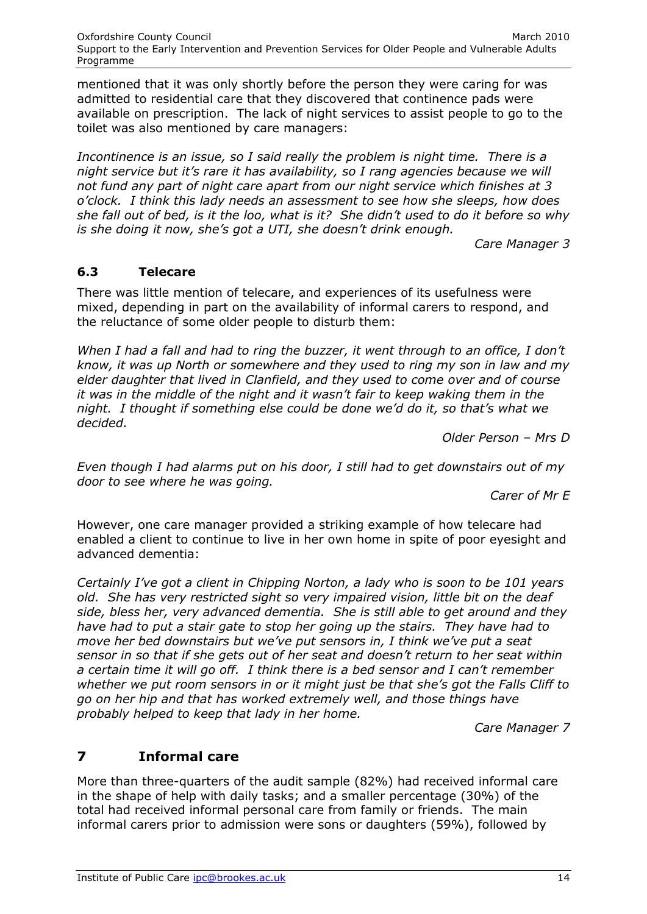mentioned that it was only shortly before the person they were caring for was admitted to residential care that they discovered that continence pads were available on prescription. The lack of night services to assist people to go to the toilet was also mentioned by care managers:

*Incontinence is an issue, so I said really the problem is night time. There is a night service but it's rare it has availability, so I rang agencies because we will not fund any part of night care apart from our night service which finishes at 3 o'clock. I think this lady needs an assessment to see how she sleeps, how does she fall out of bed, is it the loo, what is it? She didn't used to do it before so why is she doing it now, she's got a UTI, she doesn't drink enough.*

*Care Manager 3*

### 6.3 Telecare

There was little mention of telecare, and experiences of its usefulness were mixed, depending in part on the availability of informal carers to respond, and the reluctance of some older people to disturb them:

*When I had a fall and had to ring the buzzer, it went through to an office, I don't know, it was up North or somewhere and they used to ring my son in law and my elder daughter that lived in Clanfield, and they used to come over and of course it was in the middle of the night and it wasn't fair to keep waking them in the night. I thought if something else could be done we'd do it, so that's what we decided.*

*Older Person – Mrs D*

*Even though I had alarms put on his door, I still had to get downstairs out of my door to see where he was going.*

*Carer of Mr E*

However, one care manager provided a striking example of how telecare had enabled a client to continue to live in her own home in spite of poor eyesight and advanced dementia:

*Certainly I've got a client in Chipping Norton, a lady who is soon to be 101 years old. She has very restricted sight so very impaired vision, little bit on the deaf side, bless her, very advanced dementia. She is still able to get around and they have had to put a stair gate to stop her going up the stairs. They have had to move her bed downstairs but we've put sensors in, I think we've put a seat sensor in so that if she gets out of her seat and doesn't return to her seat within a certain time it will go off. I think there is a bed sensor and I can't remember whether we put room sensors in or it might just be that she's got the Falls Cliff to go on her hip and that has worked extremely well, and those things have probably helped to keep that lady in her home.*

*Care Manager 7*

## 7 Informal care

More than three-quarters of the audit sample (82%) had received informal care in the shape of help with daily tasks; and a smaller percentage (30%) of the total had received informal personal care from family or friends. The main informal carers prior to admission were sons or daughters (59%), followed by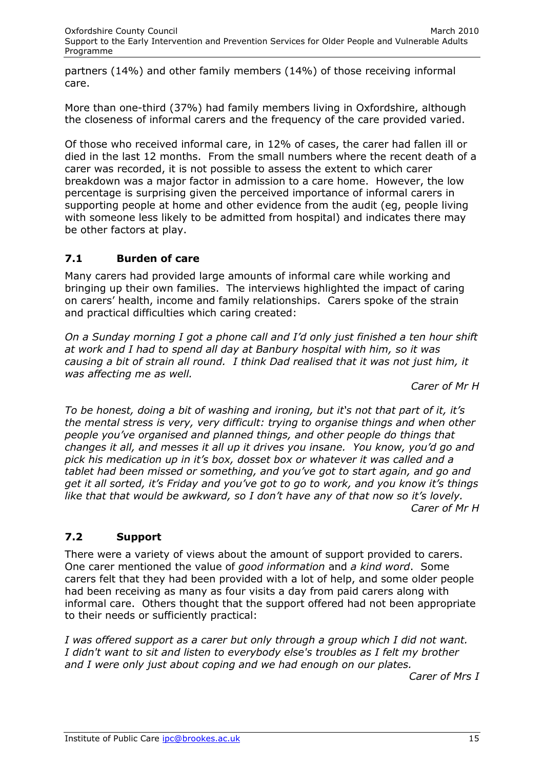partners (14%) and other family members (14%) of those receiving informal care.

More than one-third (37%) had family members living in Oxfordshire, although the closeness of informal carers and the frequency of the care provided varied.

Of those who received informal care, in 12% of cases, the carer had fallen ill or died in the last 12 months. From the small numbers where the recent death of a carer was recorded, it is not possible to assess the extent to which carer breakdown was a major factor in admission to a care home. However, the low percentage is surprising given the perceived importance of informal carers in supporting people at home and other evidence from the audit (eg, people living with someone less likely to be admitted from hospital) and indicates there may be other factors at play.

## 7.1 Burden of care

Many carers had provided large amounts of informal care while working and bringing up their own families. The interviews highlighted the impact of caring on carers' health, income and family relationships. Carers spoke of the strain and practical difficulties which caring created:

*On a Sunday morning I got a phone call and I'd only just finished a ten hour shift at work and I had to spend all day at Banbury hospital with him, so it was causing a bit of strain all round. I think Dad realised that it was not just him, it was affecting me as well.*

*Carer of Mr H*

*To be honest, doing a bit of washing and ironing, but it's not that part of it, it's the mental stress is very, very difficult: trying to organise things and when other people you've organised and planned things, and other people do things that changes it all, and messes it all up it drives you insane. You know, you'd go and pick his medication up in it's box, dosset box or whatever it was called and a tablet had been missed or something, and you've got to start again, and go and get it all sorted, it's Friday and you've got to go to work, and you know it's things like that that would be awkward, so I don't have any of that now so it's lovely.*

*Carer of Mr H*

## 7.2 Support

There were a variety of views about the amount of support provided to carers. One carer mentioned the value of *good information* and *a kind word*. Some carers felt that they had been provided with a lot of help, and some older people had been receiving as many as four visits a day from paid carers along with informal care. Others thought that the support offered had not been appropriate to their needs or sufficiently practical:

*I was offered support as a carer but only through a group which I did not want. I didn't want to sit and listen to everybody else's troubles as I felt my brother and I were only just about coping and we had enough on our plates.*

*Carer of Mrs I*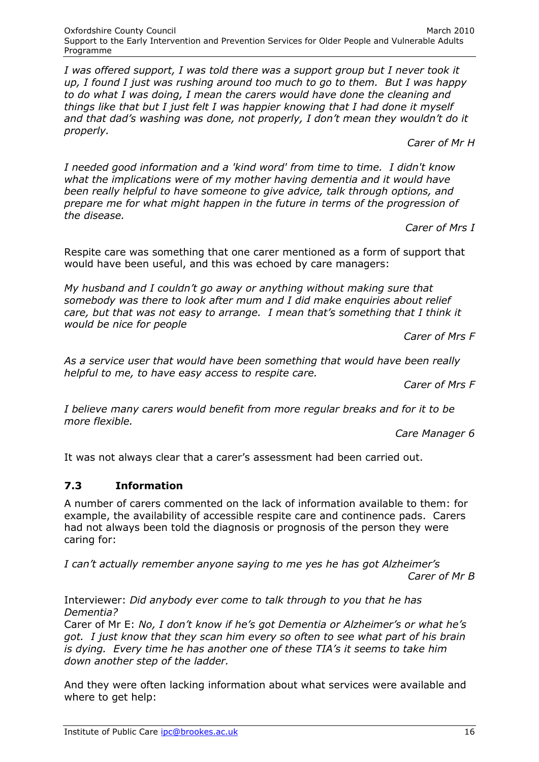*I was offered support, I was told there was a support group but I never took it up, I found I just was rushing around too much to go to them. But I was happy to do what I was doing, I mean the carers would have done the cleaning and things like that but I just felt I was happier knowing that I had done it myself and that dad's washing was done, not properly, I don't mean they wouldn't do it properly.*

*Carer of Mr H*

*I needed good information and a 'kind word' from time to time. I didn't know what the implications were of my mother having dementia and it would have been really helpful to have someone to give advice, talk through options, and prepare me for what might happen in the future in terms of the progression of the disease.*

*Carer of Mrs I*

Respite care was something that one carer mentioned as a form of support that would have been useful, and this was echoed by care managers:

*My husband and I couldn't go away or anything without making sure that somebody was there to look after mum and I did make enquiries about relief care, but that was not easy to arrange. I mean that's something that I think it would be nice for people*

*Carer of Mrs F*

*As a service user that would have been something that would have been really helpful to me, to have easy access to respite care.*

*Carer of Mrs F*

*I believe many carers would benefit from more regular breaks and for it to be more flexible.*

*Care Manager 6*

It was not always clear that a carer's assessment had been carried out.

## 7.3 Information

A number of carers commented on the lack of information available to them: for example, the availability of accessible respite care and continence pads. Carers had not always been told the diagnosis or prognosis of the person they were caring for:

*I can't actually remember anyone saying to me yes he has got Alzheimer's*

*Carer of Mr B*

Interviewer: *Did anybody ever come to talk through to you that he has Dementia?*

Carer of Mr E: *No, I don't know if he's got Dementia or Alzheimer's or what he's got. I just know that they scan him every so often to see what part of his brain is dying. Every time he has another one of these TIA's it seems to take him down another step of the ladder.*

And they were often lacking information about what services were available and where to get help: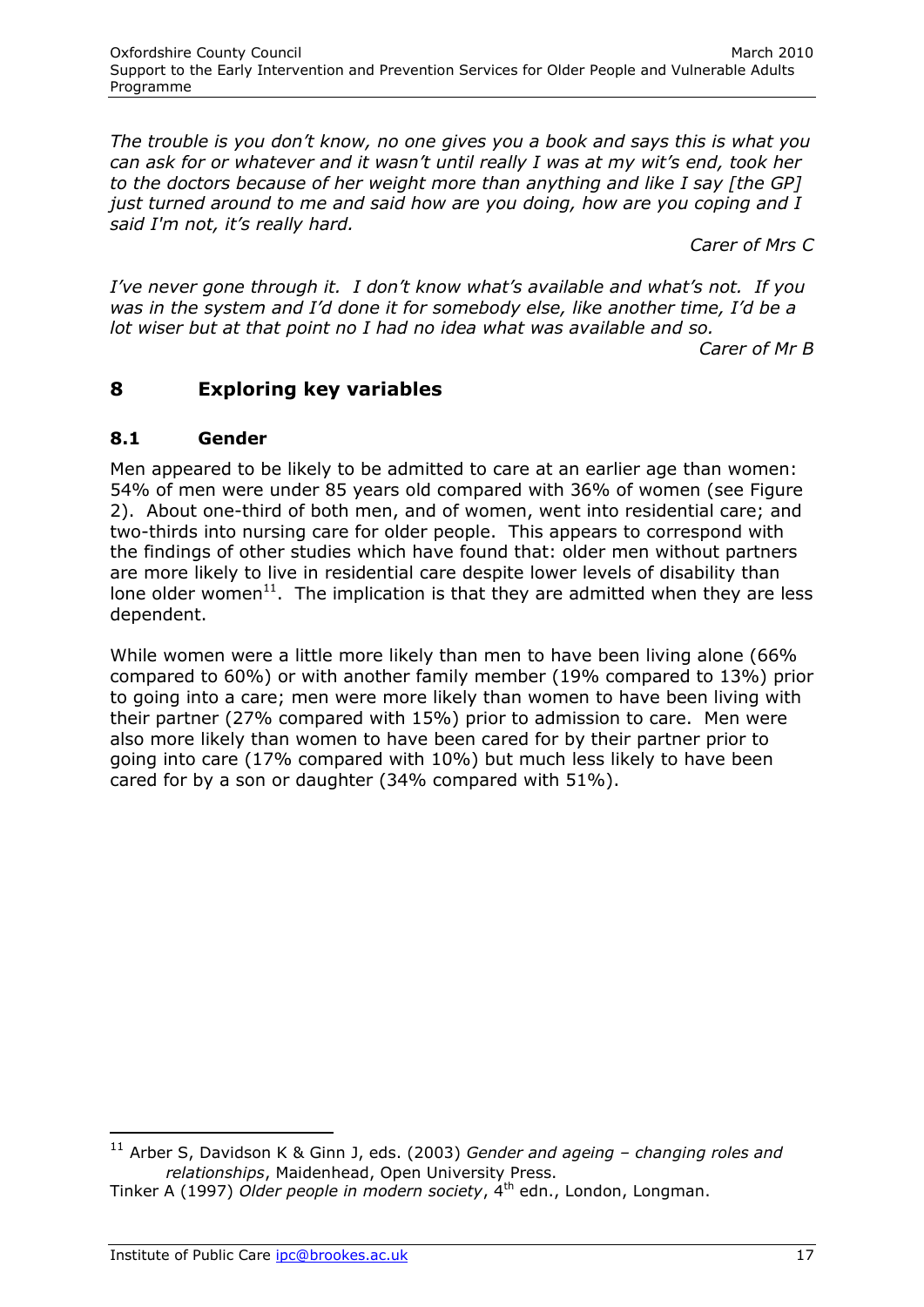*The trouble is you don't know, no one gives you a book and says this is what you can ask for or whatever and it wasn't until really I was at my wit's end, took her to the doctors because of her weight more than anything and like I say [the GP] just turned around to me and said how are you doing, how are you coping and I said I'm not, it's really hard.*

*Carer of Mrs C*

*I've never gone through it. I don't know what's available and what's not. If you was in the system and I'd done it for somebody else, like another time, I'd be a lot wiser but at that point no I had no idea what was available and so.*

*Carer of Mr B*

## 8 Exploring key variables

### 8.1 Gender

Men appeared to be likely to be admitted to care at an earlier age than women: 54% of men were under 85 years old compared with 36% of women (see Figure 2). About one-third of both men, and of women, went into residential care; and two-thirds into nursing care for older people. This appears to correspond with the findings of other studies which have found that: older men without partners are more likely to live in residential care despite lower levels of disability than lone older women[11]. The implication is that they are admitted when they are less dependent.

While women were a little more likely than men to have been living alone (66% compared to 60%) or with another family member (19% compared to 13%) prior to going into a care; men were more likely than women to have been living with their partner (27% compared with 15%) prior to admission to care. Men were also more likely than women to have been cared for by their partner prior to going into care (17% compared with 10%) but much less likely to have been cared for by a son or daughter (34% compared with 51%).

---

[11] Arber S, Davidson K & Ginn J, eds. (2003) *Gender and ageing – changing roles and relationships*, Maidenhead, Open University Press.
Tinker A (1997) *Older people in modern society*, 4th edn., London, Longman.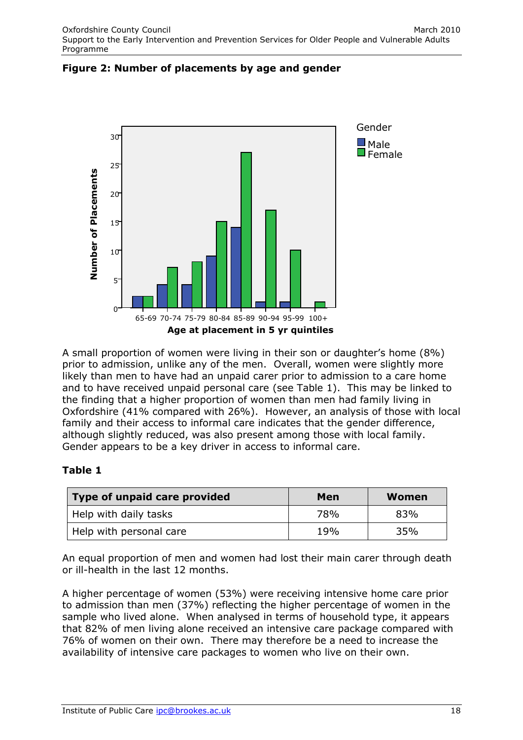**Figure 2: Number of placements by age and gender**

A small proportion of women were living in their son or daughter's home (8%) prior to admission, unlike any of the men. Overall, women were slightly more likely than men to have had an unpaid carer prior to admission to a care home and to have received unpaid personal care (see Table 1). This may be linked to the finding that a higher proportion of women than men had family living in Oxfordshire (41% compared with 26%). However, an analysis of those with local family and their access to informal care indicates that the gender difference, although slightly reduced, was also present among those with local family. Gender appears to be a key driver in access to informal care.

**Table 1**

| Type of unpaid care provided | Men | Women |
|---|---|---|
| Help with daily tasks | 78% | 83% |
| Help with personal care | 19% | 35% |

An equal proportion of men and women had lost their main carer through death or ill-health in the last 12 months.

A higher percentage of women (53%) were receiving intensive home care prior to admission than men (37%) reflecting the higher percentage of women in the sample who lived alone. When analysed in terms of household type, it appears that 82% of men living alone received an intensive care package compared with 76% of women on their own. There may therefore be a need to increase the availability of intensive care packages to women who live on their own.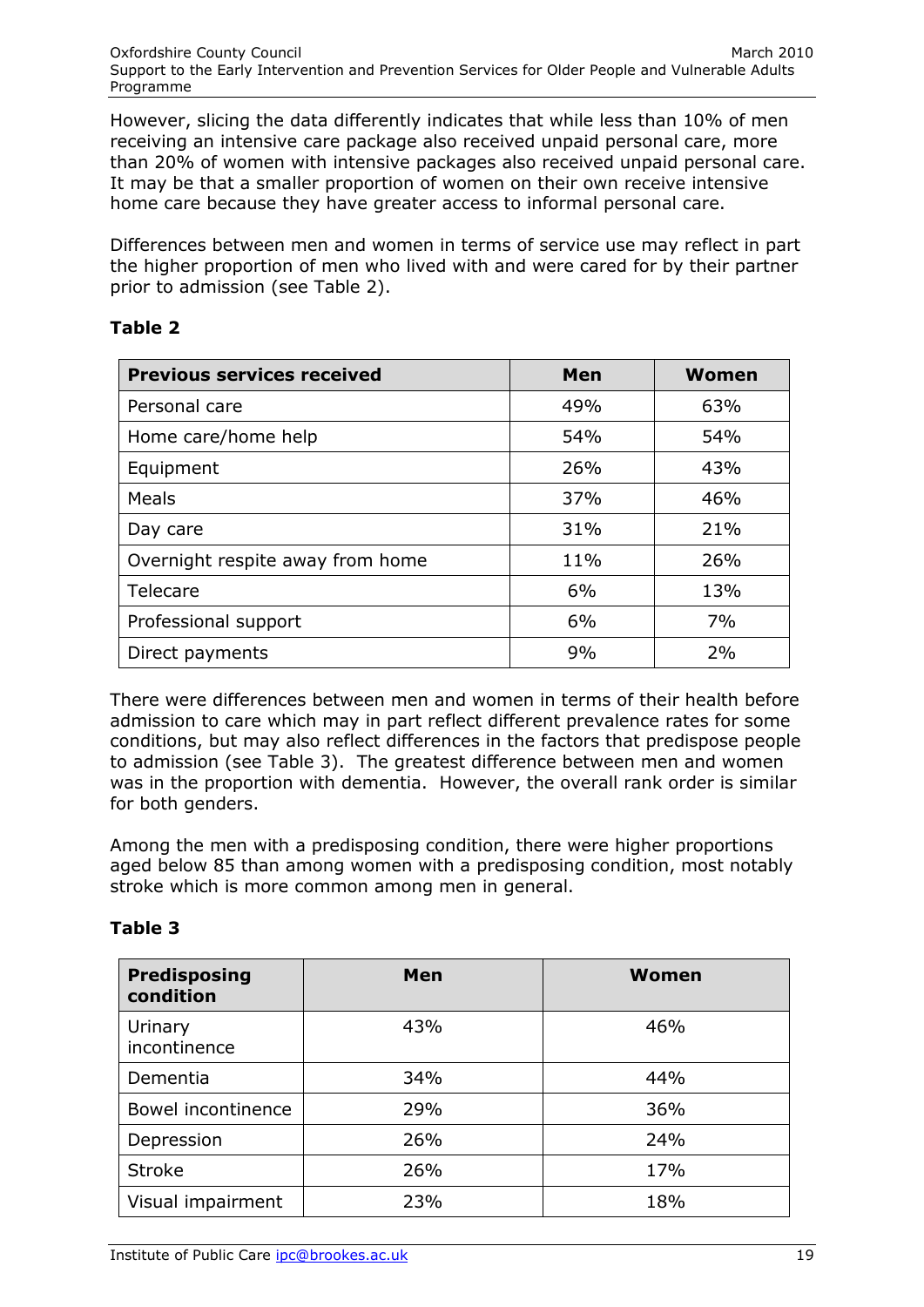However, slicing the data differently indicates that while less than 10% of men receiving an intensive care package also received unpaid personal care, more than 20% of women with intensive packages also received unpaid personal care. It may be that a smaller proportion of women on their own receive intensive home care because they have greater access to informal personal care.

Differences between men and women in terms of service use may reflect in part the higher proportion of men who lived with and were cared for by their partner prior to admission (see Table 2).

**Table 2**

| Previous services received | Men | Women |
|---|---|---|
| Personal care | 49% | 63% |
| Home care/home help | 54% | 54% |
| Equipment | 26% | 43% |
| Meals | 37% | 46% |
| Day care | 31% | 21% |
| Overnight respite away from home | 11% | 26% |
| Telecare | 6% | 13% |
| Professional support | 6% | 7% |
| Direct payments | 9% | 2% |

There were differences between men and women in terms of their health before admission to care which may in part reflect different prevalence rates for some conditions, but may also reflect differences in the factors that predispose people to admission (see Table 3). The greatest difference between men and women was in the proportion with dementia. However, the overall rank order is similar for both genders.

Among the men with a predisposing condition, there were higher proportions aged below 85 than among women with a predisposing condition, most notably stroke which is more common among men in general.

**Table 3**

| Predisposing condition | Men | Women |
|---|---|---|
| Urinary incontinence | 43% | 46% |
| Dementia | 34% | 44% |
| Bowel incontinence | 29% | 36% |
| Depression | 26% | 24% |
| Stroke | 26% | 17% |
| Visual impairment | 23% | 18% |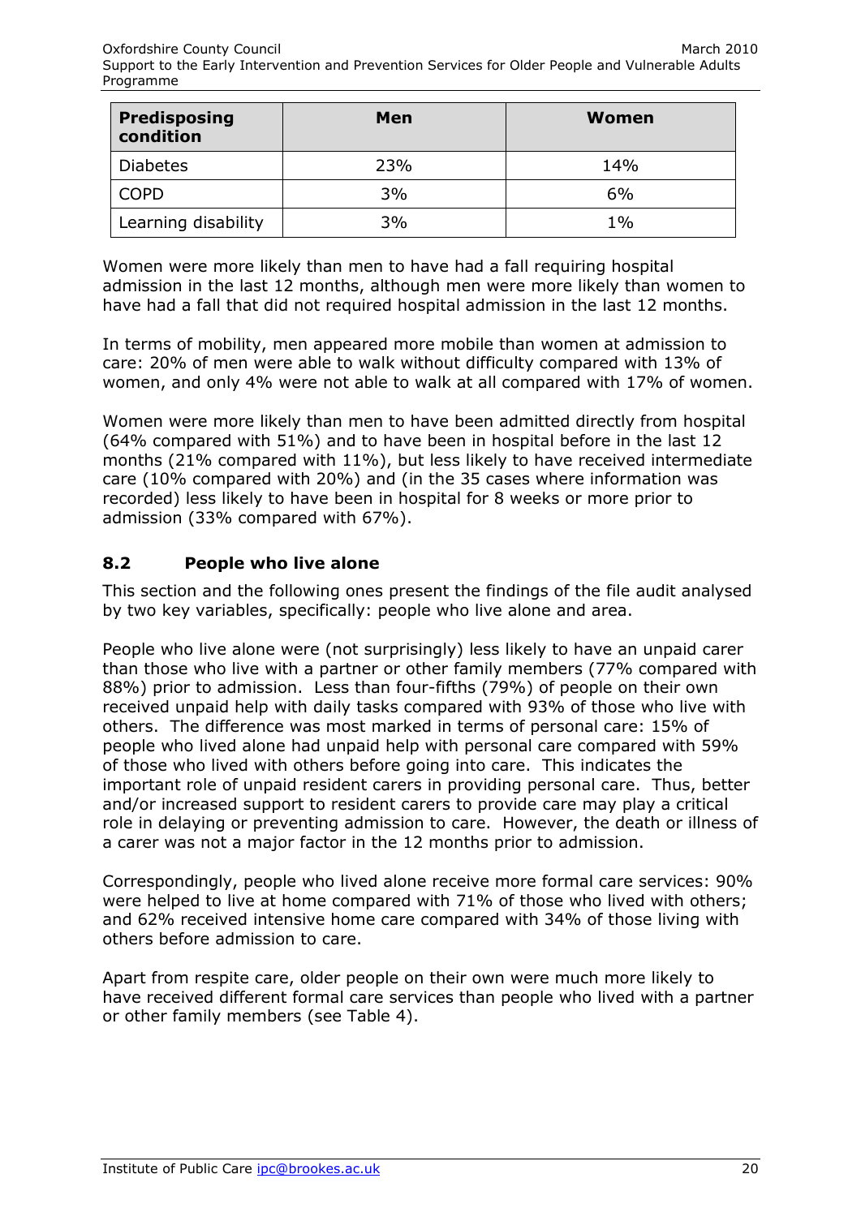| Predisposing condition | Men | Women |
|---|---|---|
| Diabetes | 23% | 14% |
| COPD | 3% | 6% |
| Learning disability | 3% | 1% |

Women were more likely than men to have had a fall requiring hospital admission in the last 12 months, although men were more likely than women to have had a fall that did not required hospital admission in the last 12 months.

In terms of mobility, men appeared more mobile than women at admission to care: 20% of men were able to walk without difficulty compared with 13% of women, and only 4% were not able to walk at all compared with 17% of women.

Women were more likely than men to have been admitted directly from hospital (64% compared with 51%) and to have been in hospital before in the last 12 months (21% compared with 11%), but less likely to have received intermediate care (10% compared with 20%) and (in the 35 cases where information was recorded) less likely to have been in hospital for 8 weeks or more prior to admission (33% compared with 67%).

## 8.2 People who live alone

This section and the following ones present the findings of the file audit analysed by two key variables, specifically: people who live alone and area.

People who live alone were (not surprisingly) less likely to have an unpaid carer than those who live with a partner or other family members (77% compared with 88%) prior to admission. Less than four-fifths (79%) of people on their own received unpaid help with daily tasks compared with 93% of those who live with others. The difference was most marked in terms of personal care: 15% of people who lived alone had unpaid help with personal care compared with 59% of those who lived with others before going into care. This indicates the important role of unpaid resident carers in providing personal care. Thus, better and/or increased support to resident carers to provide care may play a critical role in delaying or preventing admission to care. However, the death or illness of a carer was not a major factor in the 12 months prior to admission.

Correspondingly, people who lived alone receive more formal care services: 90% were helped to live at home compared with 71% of those who lived with others; and 62% received intensive home care compared with 34% of those living with others before admission to care.

Apart from respite care, older people on their own were much more likely to have received different formal care services than people who lived with a partner or other family members (see Table 4).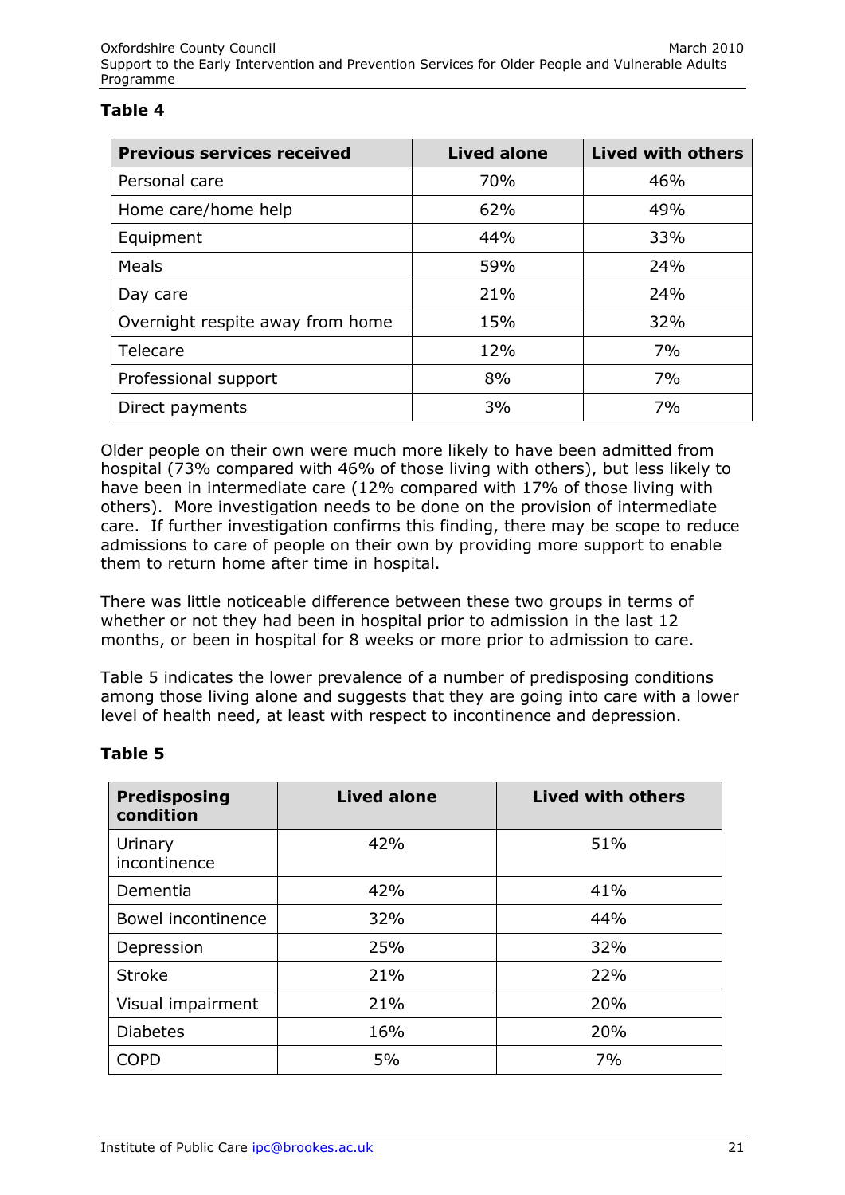**Table 4**

| Previous services received | Lived alone | Lived with others |
|---|---|---|
| Personal care | 70% | 46% |
| Home care/home help | 62% | 49% |
| Equipment | 44% | 33% |
| Meals | 59% | 24% |
| Day care | 21% | 24% |
| Overnight respite away from home | 15% | 32% |
| Telecare | 12% | 7% |
| Professional support | 8% | 7% |
| Direct payments | 3% | 7% |

Older people on their own were much more likely to have been admitted from hospital (73% compared with 46% of those living with others), but less likely to have been in intermediate care (12% compared with 17% of those living with others). More investigation needs to be done on the provision of intermediate care. If further investigation confirms this finding, there may be scope to reduce admissions to care of people on their own by providing more support to enable them to return home after time in hospital.

There was little noticeable difference between these two groups in terms of whether or not they had been in hospital prior to admission in the last 12 months, or been in hospital for 8 weeks or more prior to admission to care.

Table 5 indicates the lower prevalence of a number of predisposing conditions among those living alone and suggests that they are going into care with a lower level of health need, at least with respect to incontinence and depression.

**Table 5**

| Predisposing condition | Lived alone | Lived with others |
|---|---|---|
| Urinary incontinence | 42% | 51% |
| Dementia | 42% | 41% |
| Bowel incontinence | 32% | 44% |
| Depression | 25% | 32% |
| Stroke | 21% | 22% |
| Visual impairment | 21% | 20% |
| Diabetes | 16% | 20% |
| COPD | 5% | 7% |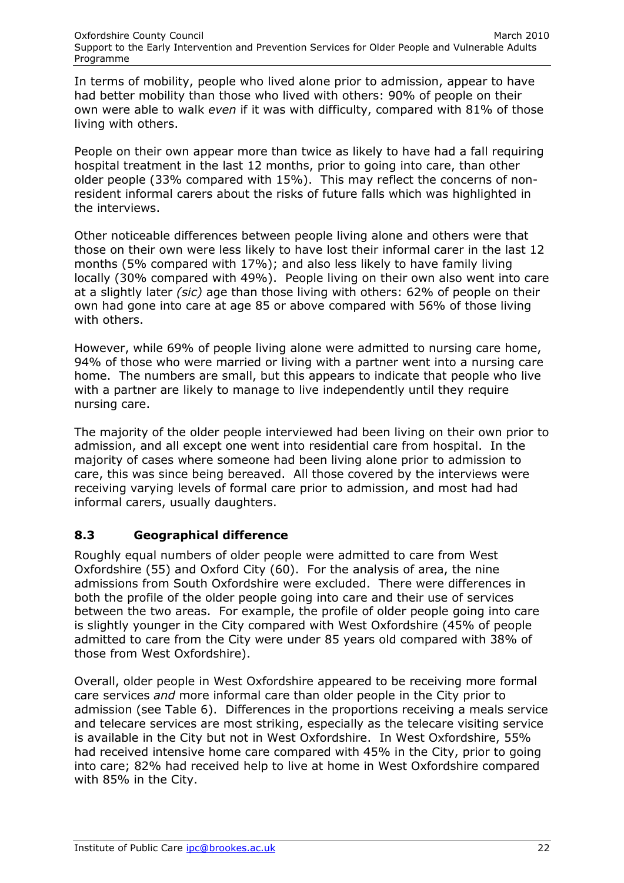In terms of mobility, people who lived alone prior to admission, appear to have had better mobility than those who lived with others: 90% of people on their own were able to walk *even* if it was with difficulty, compared with 81% of those living with others.

People on their own appear more than twice as likely to have had a fall requiring hospital treatment in the last 12 months, prior to going into care, than other older people (33% compared with 15%). This may reflect the concerns of non-resident informal carers about the risks of future falls which was highlighted in the interviews.

Other noticeable differences between people living alone and others were that those on their own were less likely to have lost their informal carer in the last 12 months (5% compared with 17%); and also less likely to have family living locally (30% compared with 49%). People living on their own also went into care at a slightly later *(sic)* age than those living with others: 62% of people on their own had gone into care at age 85 or above compared with 56% of those living with others.

However, while 69% of people living alone were admitted to nursing care home, 94% of those who were married or living with a partner went into a nursing care home. The numbers are small, but this appears to indicate that people who live with a partner are likely to manage to live independently until they require nursing care.

The majority of the older people interviewed had been living on their own prior to admission, and all except one went into residential care from hospital. In the majority of cases where someone had been living alone prior to admission to care, this was since being bereaved. All those covered by the interviews were receiving varying levels of formal care prior to admission, and most had had informal carers, usually daughters.

## 8.3 Geographical difference

Roughly equal numbers of older people were admitted to care from West Oxfordshire (55) and Oxford City (60). For the analysis of area, the nine admissions from South Oxfordshire were excluded. There were differences in both the profile of the older people going into care and their use of services between the two areas. For example, the profile of older people going into care is slightly younger in the City compared with West Oxfordshire (45% of people admitted to care from the City were under 85 years old compared with 38% of those from West Oxfordshire).

Overall, older people in West Oxfordshire appeared to be receiving more formal care services *and* more informal care than older people in the City prior to admission (see Table 6). Differences in the proportions receiving a meals service and telecare services are most striking, especially as the telecare visiting service is available in the City but not in West Oxfordshire. In West Oxfordshire, 55% had received intensive home care compared with 45% in the City, prior to going into care; 82% had received help to live at home in West Oxfordshire compared with 85% in the City.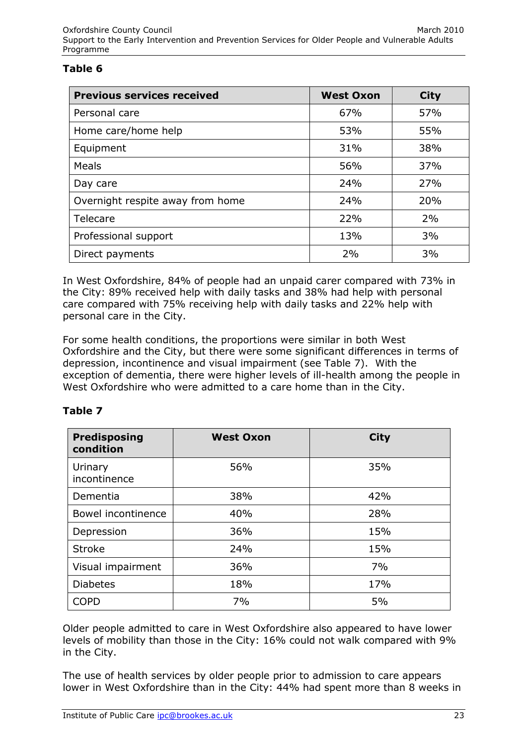**Table 6**

| Previous services received | West Oxon | City |
|---|---|---|
| Personal care | 67% | 57% |
| Home care/home help | 53% | 55% |
| Equipment | 31% | 38% |
| Meals | 56% | 37% |
| Day care | 24% | 27% |
| Overnight respite away from home | 24% | 20% |
| Telecare | 22% | 2% |
| Professional support | 13% | 3% |
| Direct payments | 2% | 3% |

In West Oxfordshire, 84% of people had an unpaid carer compared with 73% in the City: 89% received help with daily tasks and 38% had help with personal care compared with 75% receiving help with daily tasks and 22% help with personal care in the City.

For some health conditions, the proportions were similar in both West Oxfordshire and the City, but there were some significant differences in terms of depression, incontinence and visual impairment (see Table 7). With the exception of dementia, there were higher levels of ill-health among the people in West Oxfordshire who were admitted to a care home than in the City.

**Table 7**

| Predisposing condition | West Oxon | City |
|---|---|---|
| Urinary incontinence | 56% | 35% |
| Dementia | 38% | 42% |
| Bowel incontinence | 40% | 28% |
| Depression | 36% | 15% |
| Stroke | 24% | 15% |
| Visual impairment | 36% | 7% |
| Diabetes | 18% | 17% |
| COPD | 7% | 5% |

Older people admitted to care in West Oxfordshire also appeared to have lower levels of mobility than those in the City: 16% could not walk compared with 9% in the City.

The use of health services by older people prior to admission to care appears lower in West Oxfordshire than in the City: 44% had spent more than 8 weeks in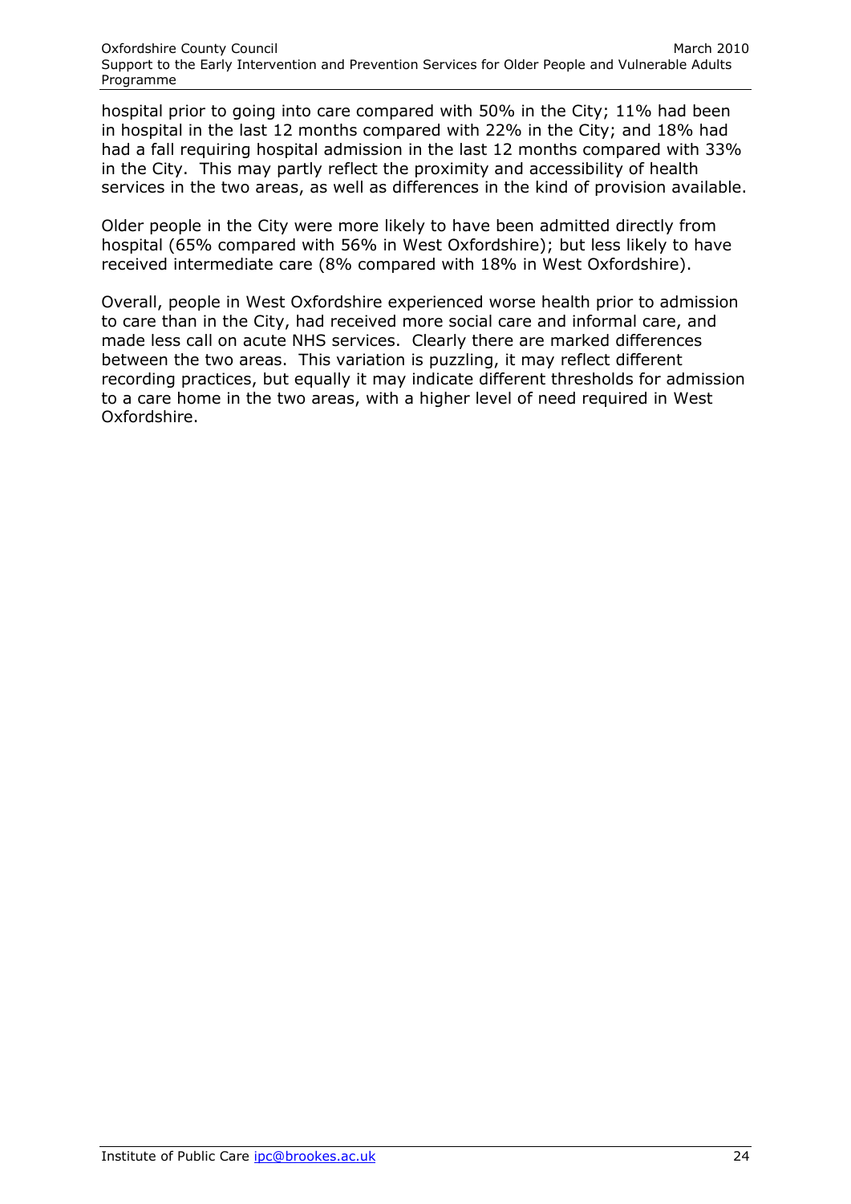hospital prior to going into care compared with 50% in the City; 11% had been in hospital in the last 12 months compared with 22% in the City; and 18% had had a fall requiring hospital admission in the last 12 months compared with 33% in the City. This may partly reflect the proximity and accessibility of health services in the two areas, as well as differences in the kind of provision available.

Older people in the City were more likely to have been admitted directly from hospital (65% compared with 56% in West Oxfordshire); but less likely to have received intermediate care (8% compared with 18% in West Oxfordshire).

Overall, people in West Oxfordshire experienced worse health prior to admission to care than in the City, had received more social care and informal care, and made less call on acute NHS services. Clearly there are marked differences between the two areas. This variation is puzzling, it may reflect different recording practices, but equally it may indicate different thresholds for admission to a care home in the two areas, with a higher level of need required in West Oxfordshire.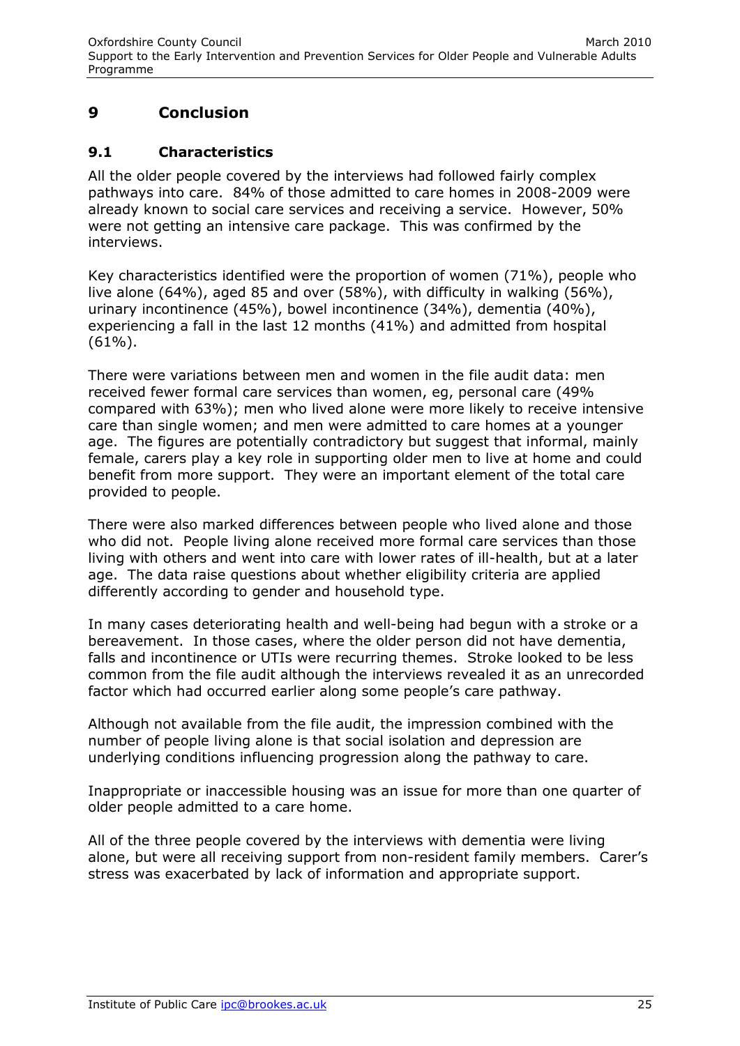# 9 Conclusion

## 9.1 Characteristics

All the older people covered by the interviews had followed fairly complex pathways into care. 84% of those admitted to care homes in 2008-2009 were already known to social care services and receiving a service. However, 50% were not getting an intensive care package. This was confirmed by the interviews.

Key characteristics identified were the proportion of women (71%), people who live alone (64%), aged 85 and over (58%), with difficulty in walking (56%), urinary incontinence (45%), bowel incontinence (34%), dementia (40%), experiencing a fall in the last 12 months (41%) and admitted from hospital (61%).

There were variations between men and women in the file audit data: men received fewer formal care services than women, eg, personal care (49% compared with 63%); men who lived alone were more likely to receive intensive care than single women; and men were admitted to care homes at a younger age. The figures are potentially contradictory but suggest that informal, mainly female, carers play a key role in supporting older men to live at home and could benefit from more support. They were an important element of the total care provided to people.

There were also marked differences between people who lived alone and those who did not. People living alone received more formal care services than those living with others and went into care with lower rates of ill-health, but at a later age. The data raise questions about whether eligibility criteria are applied differently according to gender and household type.

In many cases deteriorating health and well-being had begun with a stroke or a bereavement. In those cases, where the older person did not have dementia, falls and incontinence or UTIs were recurring themes. Stroke looked to be less common from the file audit although the interviews revealed it as an unrecorded factor which had occurred earlier along some people's care pathway.

Although not available from the file audit, the impression combined with the number of people living alone is that social isolation and depression are underlying conditions influencing progression along the pathway to care.

Inappropriate or inaccessible housing was an issue for more than one quarter of older people admitted to a care home.

All of the three people covered by the interviews with dementia were living alone, but were all receiving support from non-resident family members. Carer's stress was exacerbated by lack of information and appropriate support.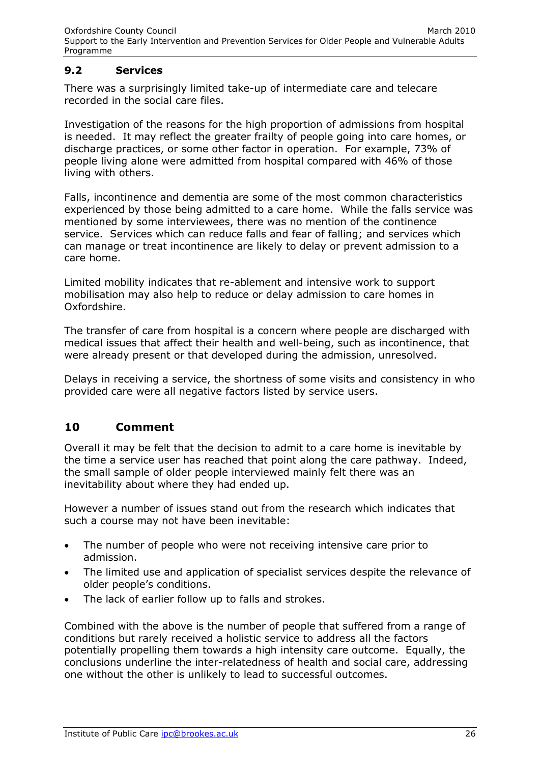### 9.2 Services

There was a surprisingly limited take-up of intermediate care and telecare recorded in the social care files.

Investigation of the reasons for the high proportion of admissions from hospital is needed. It may reflect the greater frailty of people going into care homes, or discharge practices, or some other factor in operation. For example, 73% of people living alone were admitted from hospital compared with 46% of those living with others.

Falls, incontinence and dementia are some of the most common characteristics experienced by those being admitted to a care home. While the falls service was mentioned by some interviewees, there was no mention of the continence service. Services which can reduce falls and fear of falling; and services which can manage or treat incontinence are likely to delay or prevent admission to a care home.

Limited mobility indicates that re-ablement and intensive work to support mobilisation may also help to reduce or delay admission to care homes in Oxfordshire.

The transfer of care from hospital is a concern where people are discharged with medical issues that affect their health and well-being, such as incontinence, that were already present or that developed during the admission, unresolved.

Delays in receiving a service, the shortness of some visits and consistency in who provided care were all negative factors listed by service users.

## 10 Comment

Overall it may be felt that the decision to admit to a care home is inevitable by the time a service user has reached that point along the care pathway. Indeed, the small sample of older people interviewed mainly felt there was an inevitability about where they had ended up.

However a number of issues stand out from the research which indicates that such a course may not have been inevitable:

- The number of people who were not receiving intensive care prior to admission.
- The limited use and application of specialist services despite the relevance of older people's conditions.
- The lack of earlier follow up to falls and strokes.

Combined with the above is the number of people that suffered from a range of conditions but rarely received a holistic service to address all the factors potentially propelling them towards a high intensity care outcome. Equally, the conclusions underline the inter-relatedness of health and social care, addressing one without the other is unlikely to lead to successful outcomes.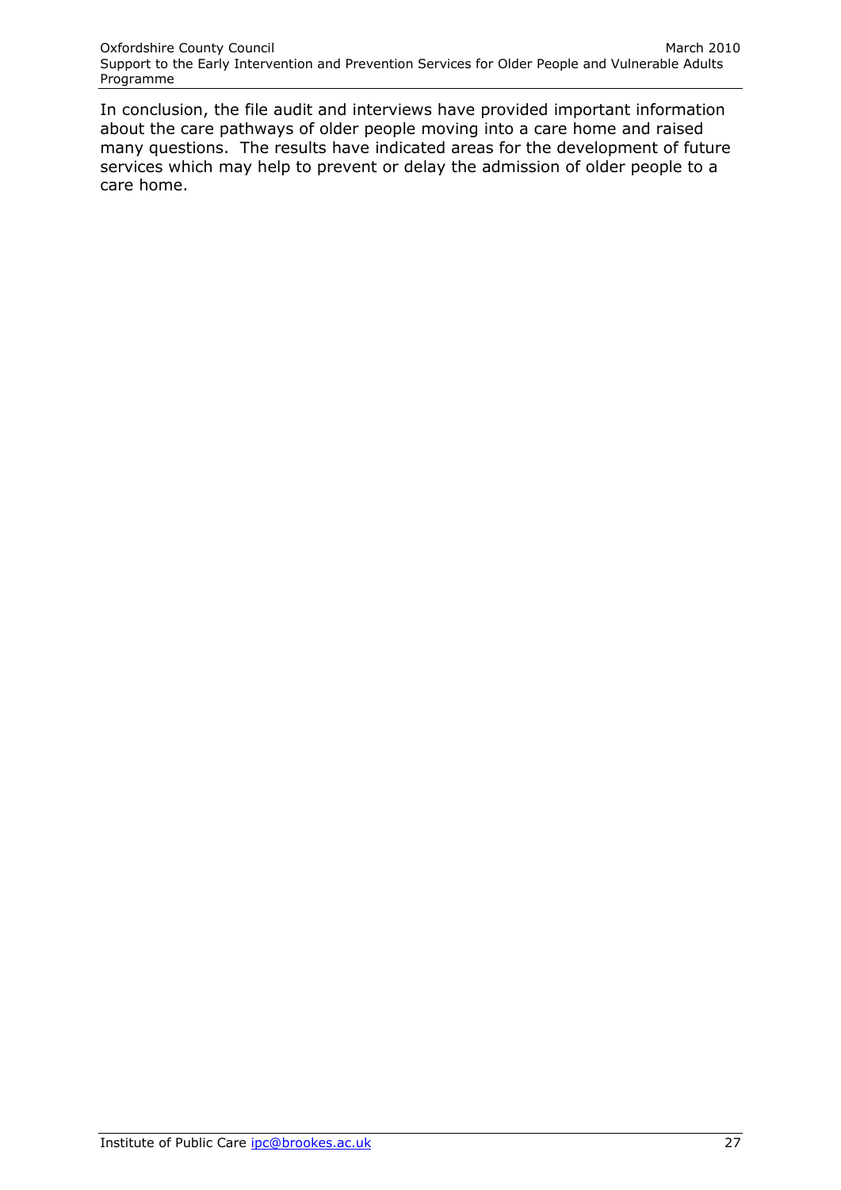In conclusion, the file audit and interviews have provided important information about the care pathways of older people moving into a care home and raised many questions. The results have indicated areas for the development of future services which may help to prevent or delay the admission of older people to a care home.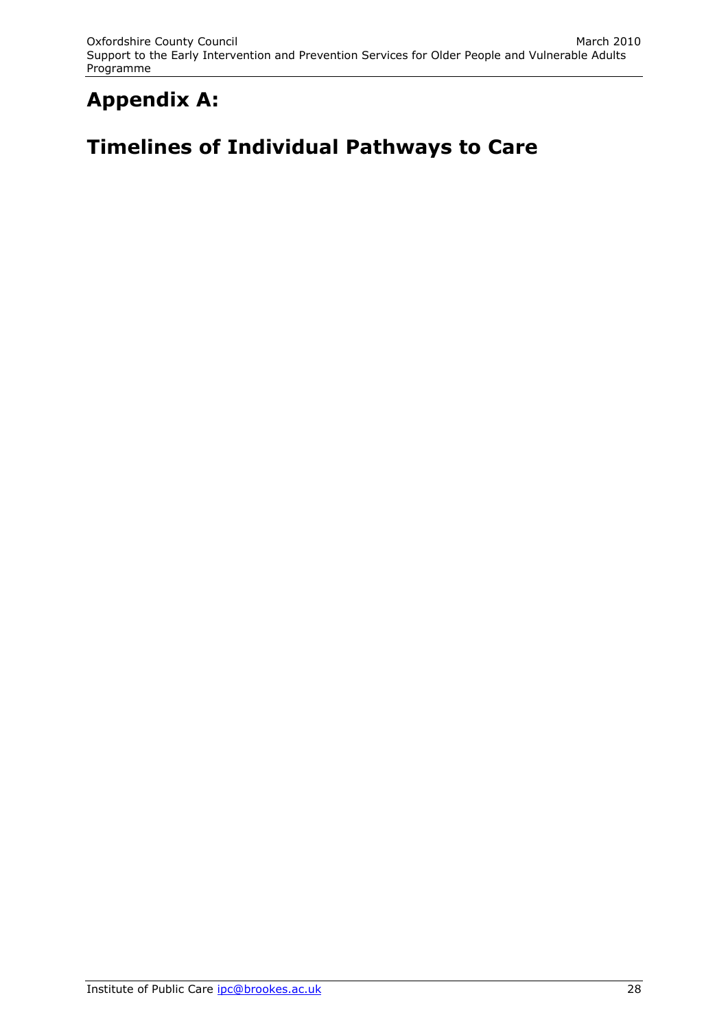# Appendix A:

# Timelines of Individual Pathways to Care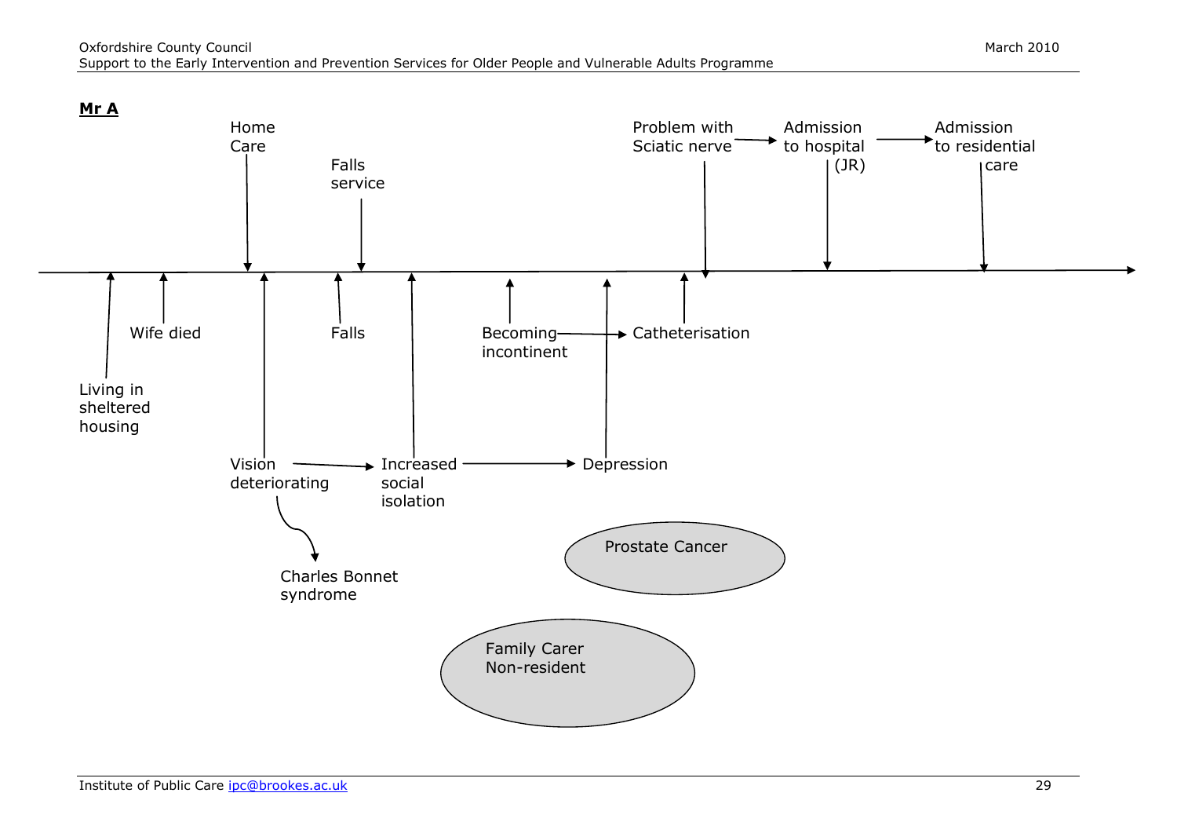**Mr A**

Home Care

Falls service

Problem with Sciatic nerve → Admission to hospital (JR) → Admission to residential care

Wife died

Falls

Becoming incontinent → Catheterisation

Living in sheltered housing

Vision deteriorating → Increased social isolation → Depression

Charles Bonnet syndrome

Prostate Cancer

Family Carer Non-resident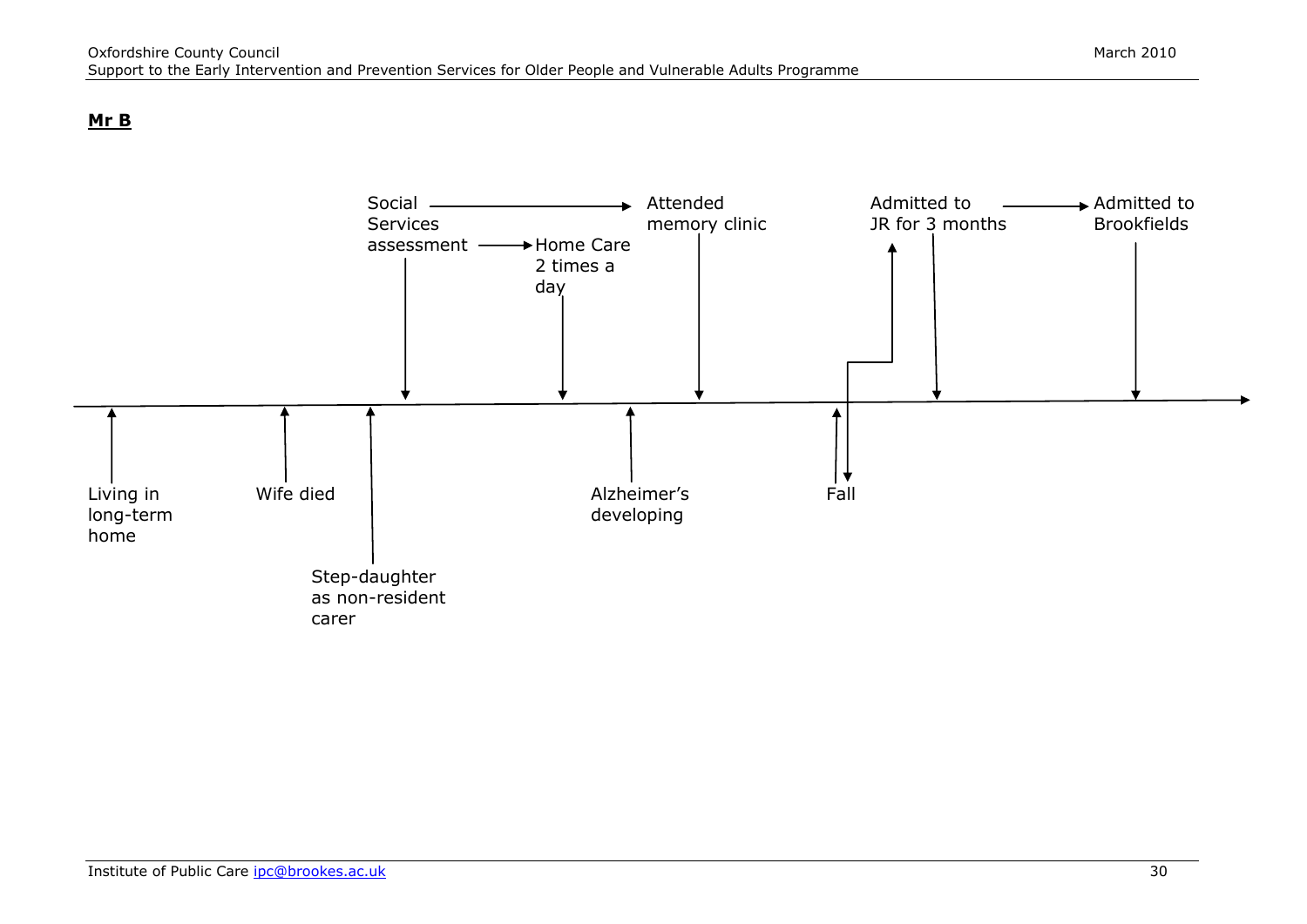**Mr B**

Social Services assessment → Attended memory clinic

Social Services assessment → Home Care 2 times a day

Admitted to JR for 3 months → Admitted to Brookfields

Living in long-term home

Wife died

Step-daughter as non-resident carer

Alzheimer's developing

Fall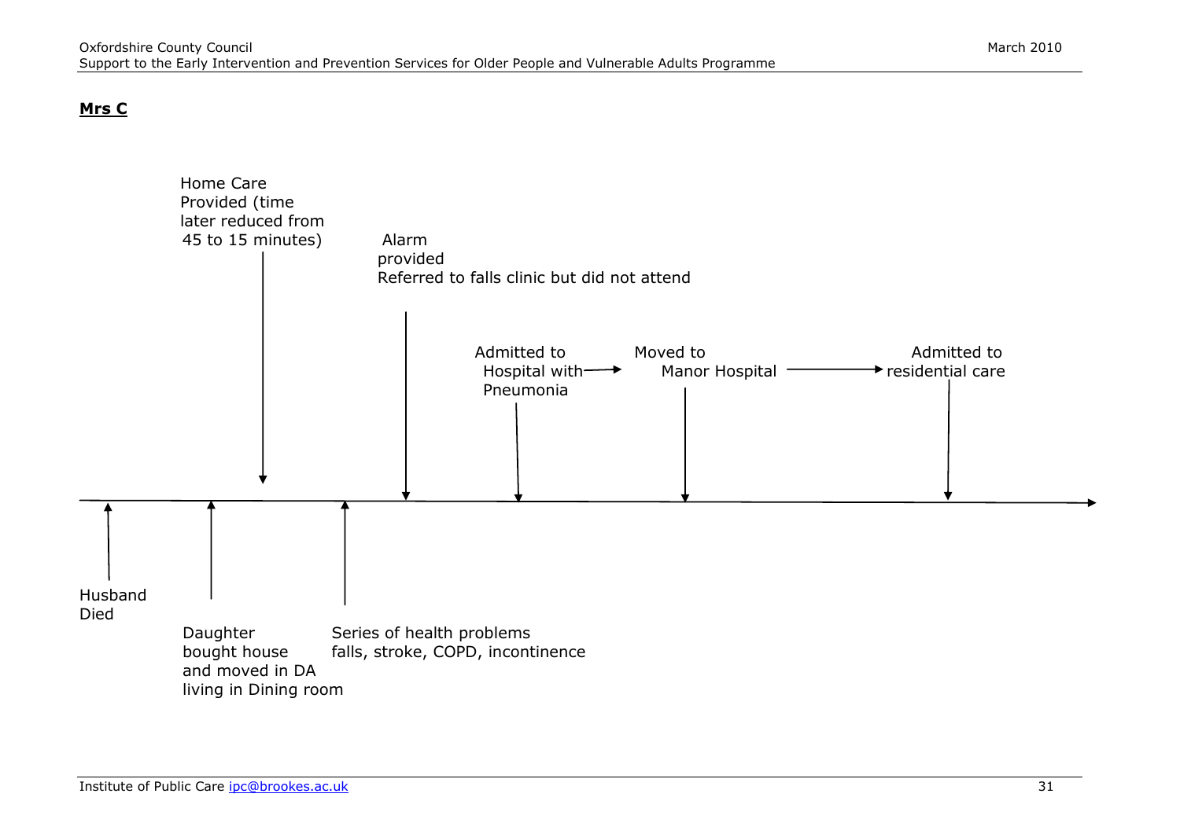**Mrs C**

Home Care Provided (time later reduced from 45 to 15 minutes)

Alarm provided
Referred to falls clinic but did not attend

Admitted to Hospital with Pneumonia → Moved to Manor Hospital → Admitted to residential care

Husband Died

Daughter bought house and moved in DA living in Dining room

Series of health problems falls, stroke, COPD, incontinence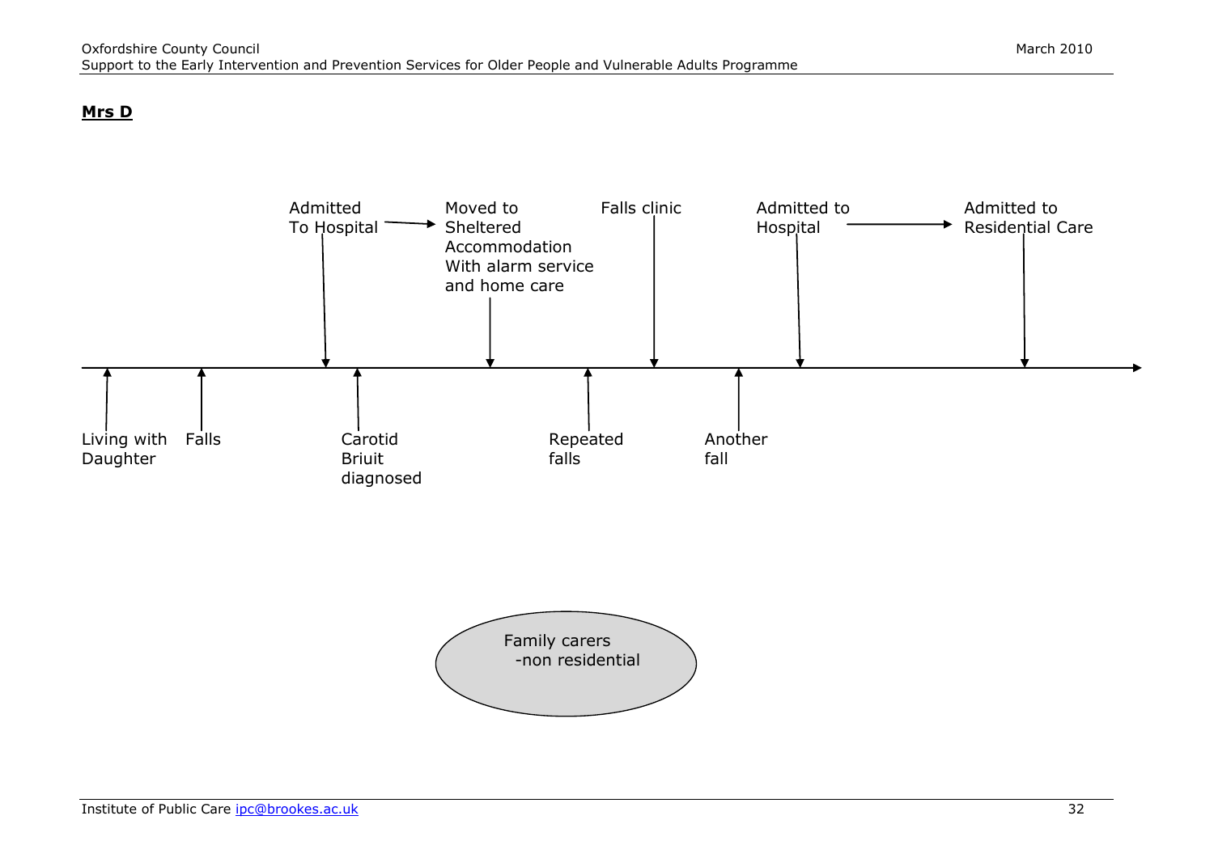**Mrs D**

Timeline (left to right):

- Living with Daughter
- Falls
- Admitted To Hospital → Moved to Sheltered Accommodation With alarm service and home care
- Carotid Briuit diagnosed
- Moved to Sheltered Accommodation With alarm service and home care
- Repeated falls
- Falls clinic
- Another fall
- Admitted to Hospital → Admitted to Residential Care
- Admitted to Residential Care

Family carers -non residential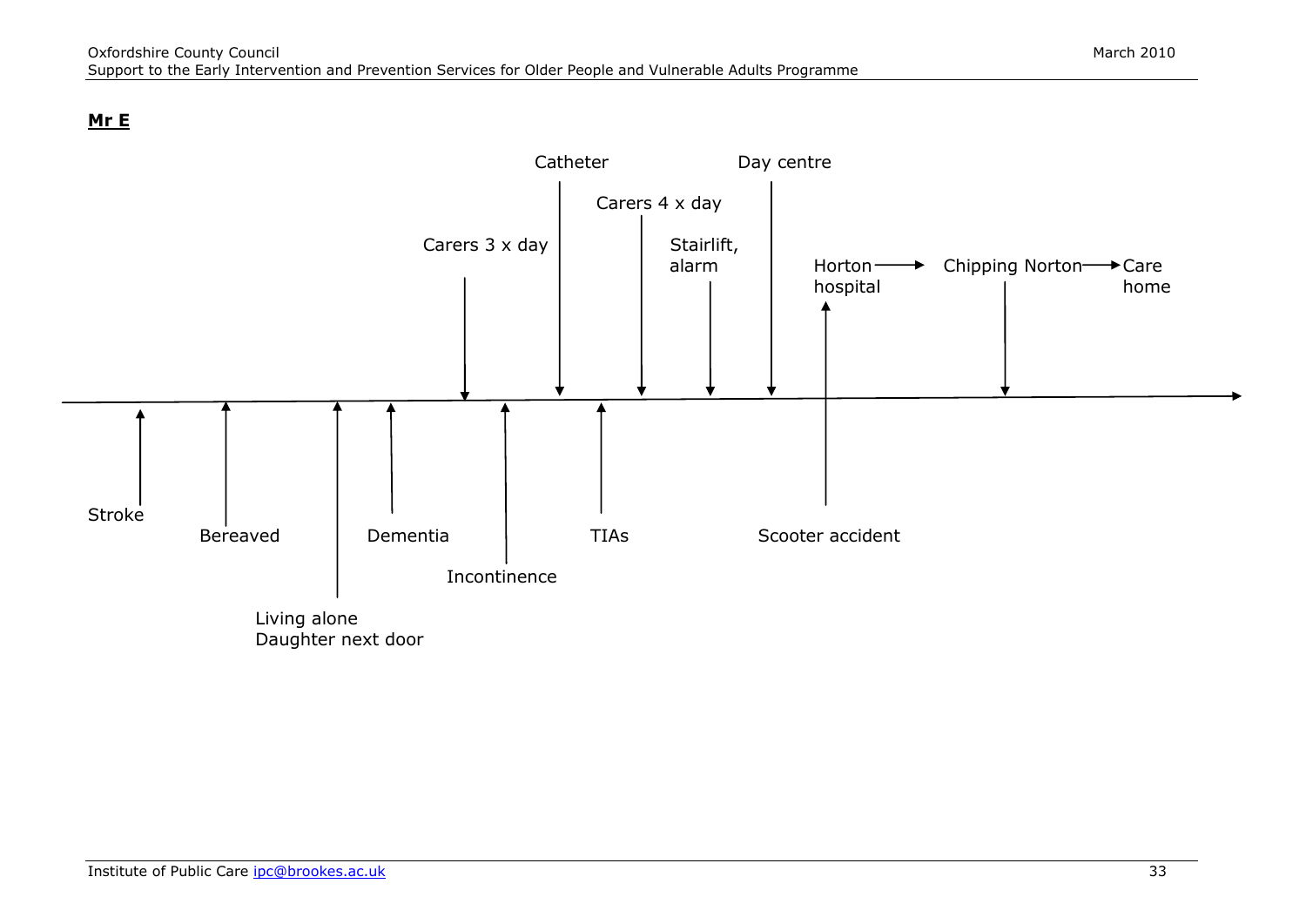**Mr E**

Catheter

Day centre

Carers 4 x day

Carers 3 x day

Stairlift, alarm

Horton hospital → Chipping Norton → Care home

Stroke

Bereaved

Dementia

TIAs

Scooter accident

Incontinence

Living alone
Daughter next door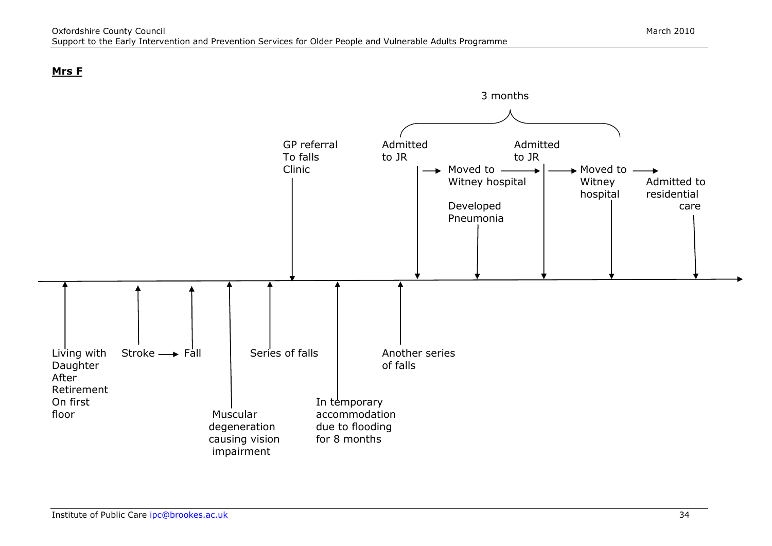**Mrs F**

3 months

GP referral To falls Clinic

Admitted to JR → Moved to Witney hospital → Admitted to JR → Moved to Witney hospital → Admitted to residential care

Developed Pneumonia

Living with Daughter After Retirement On first floor

Stroke → Fall

Muscular degeneration causing vision impairment

Series of falls

In temporary accommodation due to flooding for 8 months

Another series of falls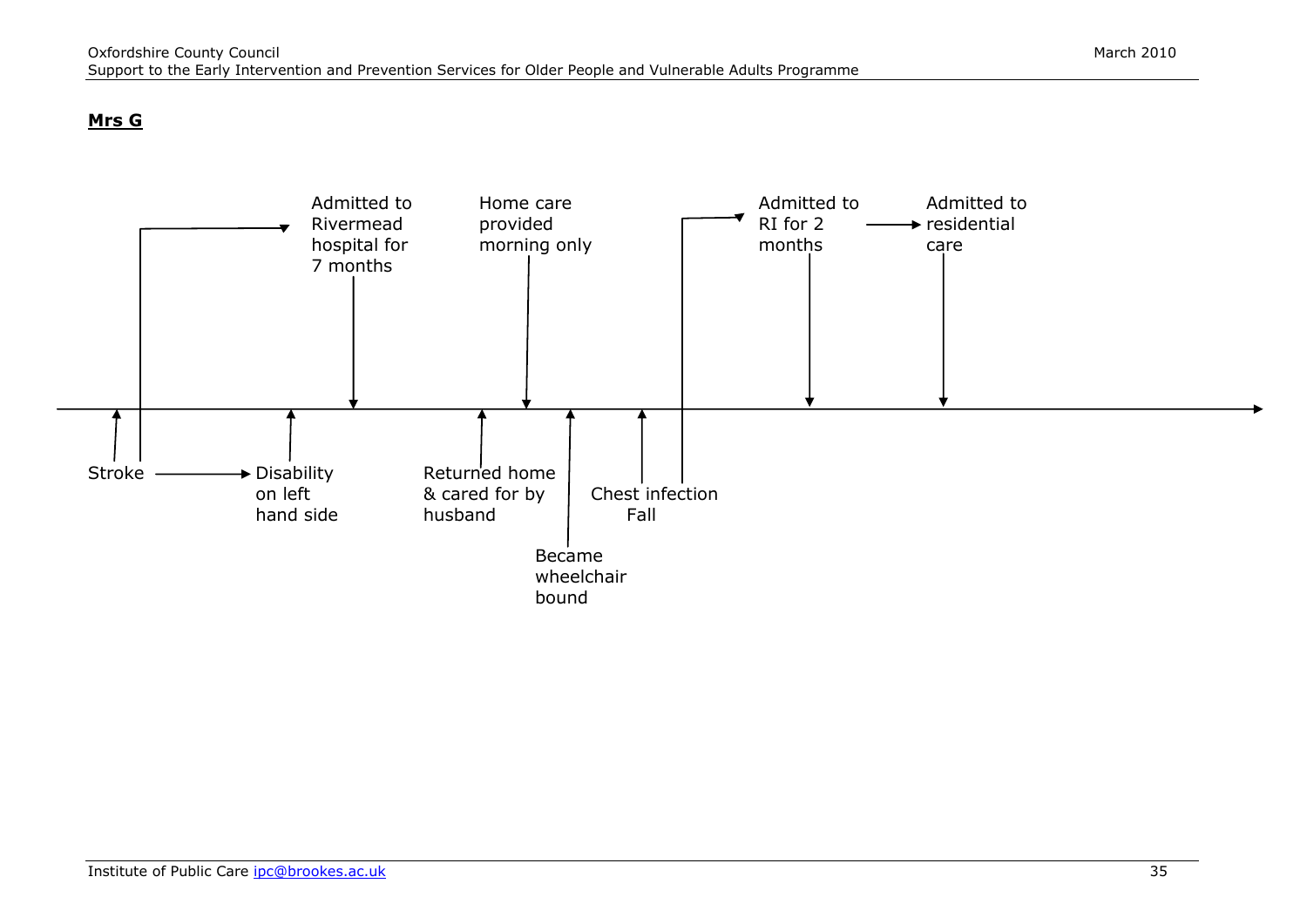**Mrs G**

Stroke → Disability on left hand side

Admitted to Rivermead hospital for 7 months

Returned home & cared for by husband

Home care provided morning only

Became wheelchair bound

Chest infection
Fall

Admitted to RI for 2 months → Admitted to residential care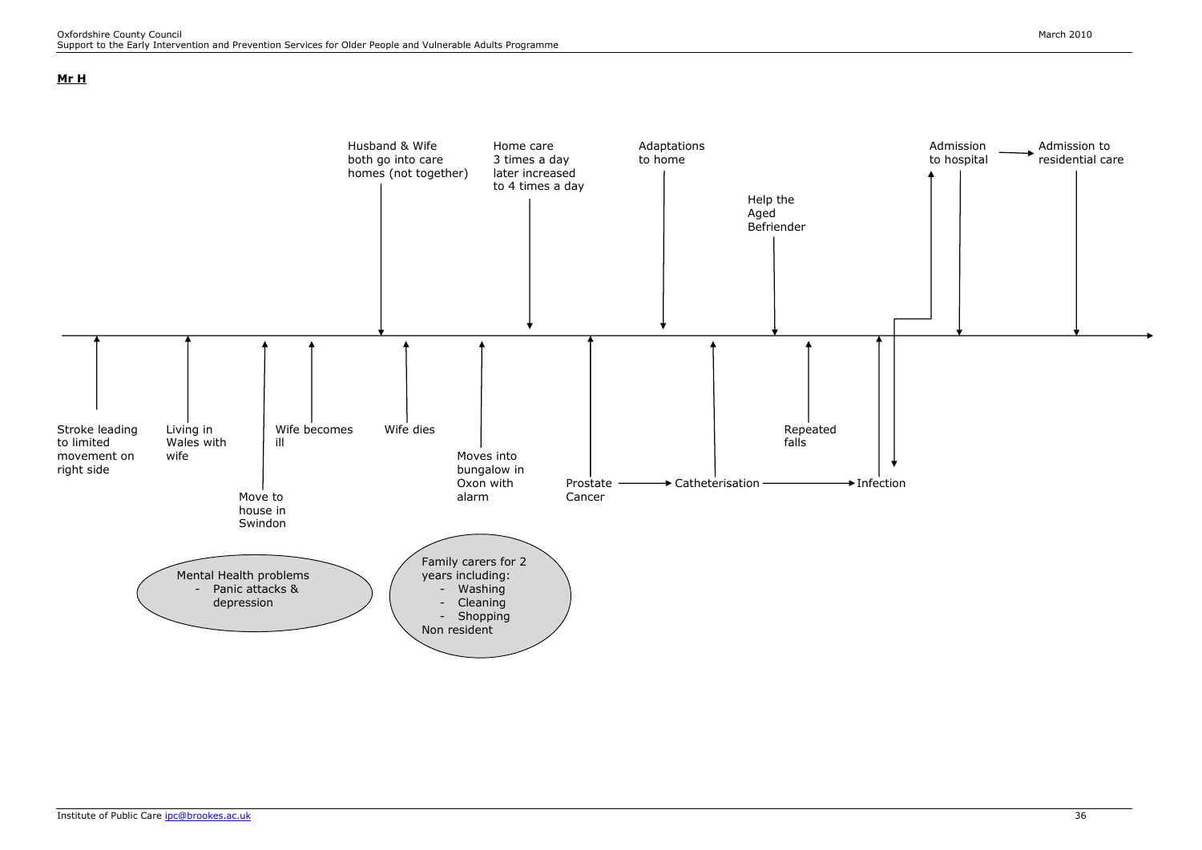**Mr H**

Husband & Wife both go into care homes (not together)

Home care 3 times a day later increased to 4 times a day

Adaptations to home

Help the Aged Befriender

Admission to hospital → Admission to residential care

Stroke leading to limited movement on right side

Living in Wales with wife

Move to house in Swindon

Wife becomes ill

Wife dies

Moves into bungalow in Oxon with alarm

Prostate Cancer → Catheterisation → Infection

Repeated falls

Mental Health problems
- Panic attacks & depression

Family carers for 2 years including:
- Washing
- Cleaning
- Shopping

Non resident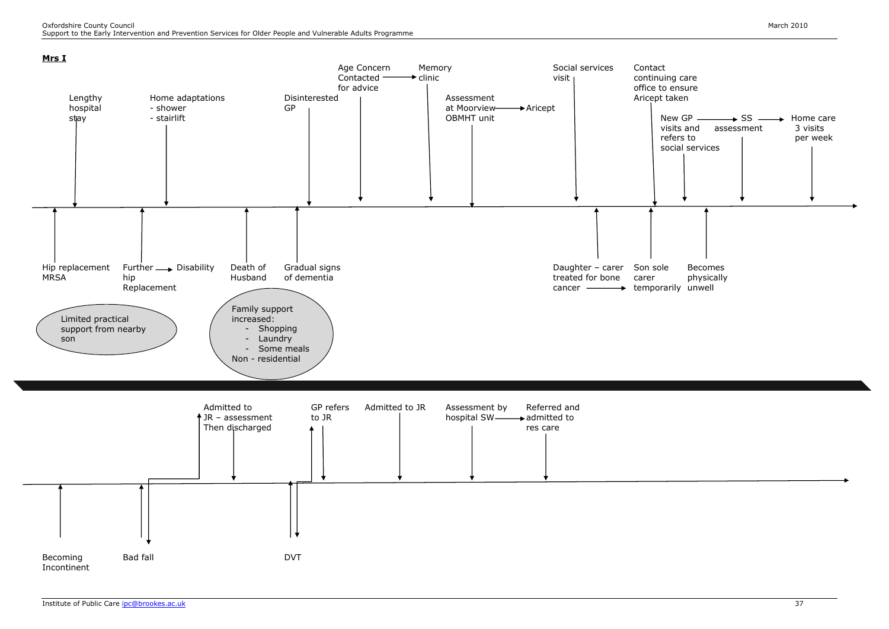**Mrs I**

Lengthy hospital stay

Home adaptations
- shower
- stairlift

Disinterested GP

Age Concern Contacted for advice → Memory clinic

Assessment at Moorview OBMHT unit → Aricept

Social services visit

Contact continuing care office to ensure Aricept taken

New GP visits and refers to social services → SS assessment → Home care 3 visits per week

Hip replacement MRSA

Further hip Replacement → Disability

Death of Husband

Gradual signs of dementia

Daughter – carer treated for bone cancer → Son sole carer temporarily

Becomes physically unwell

Limited practical support from nearby son

Family support increased:
- Shopping
- Laundry
- Some meals

Non - residential

Admitted to JR – assessment Then discharged

GP refers to JR

Admitted to JR

Assessment by hospital SW → Referred and admitted to res care

Becoming Incontinent

Bad fall

DVT